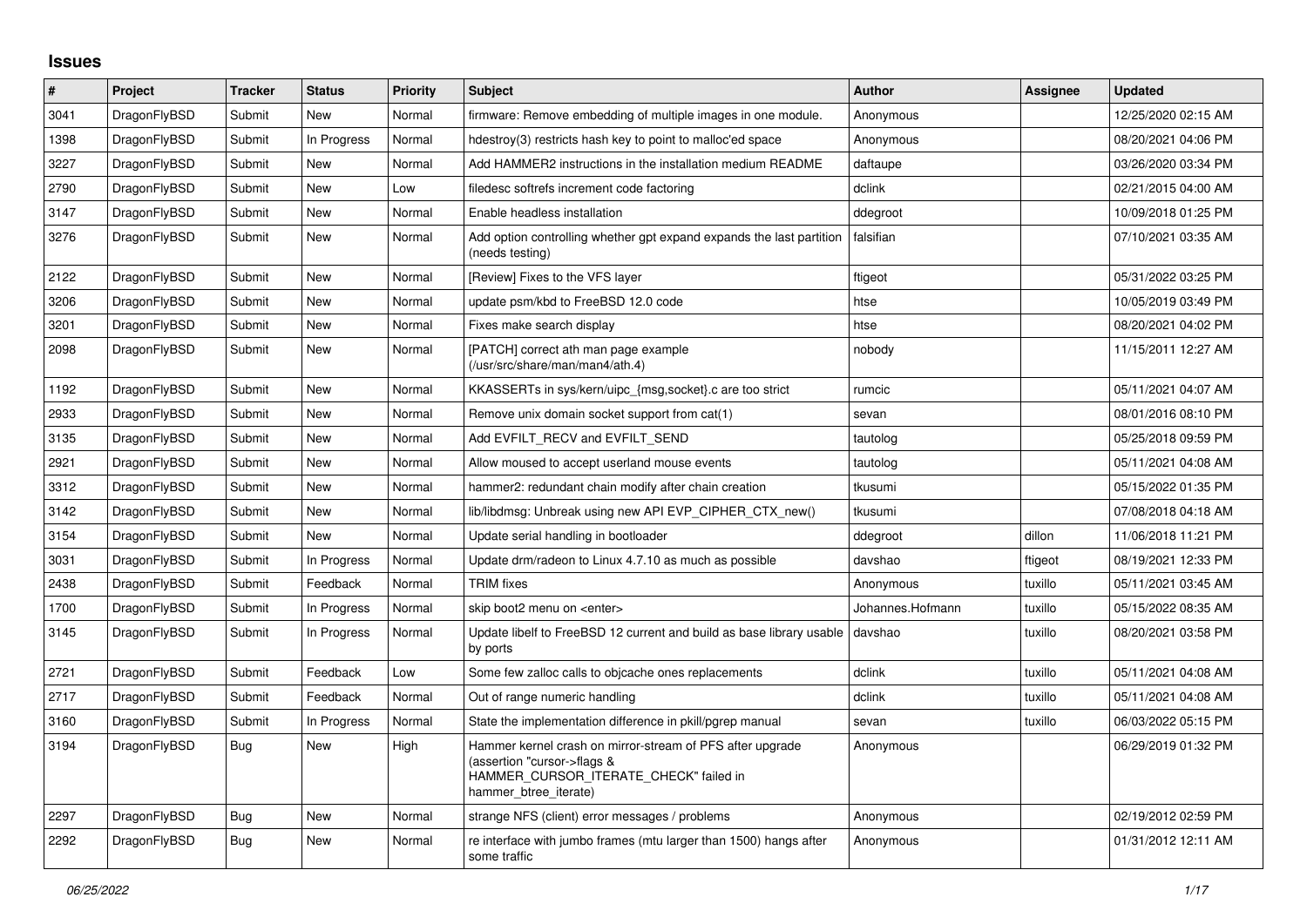# Issues

| # | Project | Tracker | Status | Priority | Subject | Author | Assignee | Updated |
|---|---|---|---|---|---|---|---|---|
| 3041 | DragonFlyBSD | Submit | New | Normal | firmware: Remove embedding of multiple images in one module. | Anonymous | | 12/25/2020 02:15 AM |
| 1398 | DragonFlyBSD | Submit | In Progress | Normal | hdestroy(3) restricts hash key to point to malloc'ed space | Anonymous | | 08/20/2021 04:06 PM |
| 3227 | DragonFlyBSD | Submit | New | Normal | Add HAMMER2 instructions in the installation medium README | daftaupe | | 03/26/2020 03:34 PM |
| 2790 | DragonFlyBSD | Submit | New | Low | filedesc softrefs increment code factoring | dclink | | 02/21/2015 04:00 AM |
| 3147 | DragonFlyBSD | Submit | New | Normal | Enable headless installation | ddegroot | | 10/09/2018 01:25 PM |
| 3276 | DragonFlyBSD | Submit | New | Normal | Add option controlling whether gpt expand expands the last partition (needs testing) | falsifian | | 07/10/2021 03:35 AM |
| 2122 | DragonFlyBSD | Submit | New | Normal | [Review] Fixes to the VFS layer | ftigeot | | 05/31/2022 03:25 PM |
| 3206 | DragonFlyBSD | Submit | New | Normal | update psm/kbd to FreeBSD 12.0 code | htse | | 10/05/2019 03:49 PM |
| 3201 | DragonFlyBSD | Submit | New | Normal | Fixes make search display | htse | | 08/20/2021 04:02 PM |
| 2098 | DragonFlyBSD | Submit | New | Normal | [PATCH] correct ath man page example (/usr/src/share/man/man4/ath.4) | nobody | | 11/15/2011 12:27 AM |
| 1192 | DragonFlyBSD | Submit | New | Normal | KKASSERTs in sys/kern/uipc_{msg,socket}.c are too strict | rumcic | | 05/11/2021 04:07 AM |
| 2933 | DragonFlyBSD | Submit | New | Normal | Remove unix domain socket support from cat(1) | sevan | | 08/01/2016 08:10 PM |
| 3135 | DragonFlyBSD | Submit | New | Normal | Add EVFILT_RECV and EVFILT_SEND | tautolog | | 05/25/2018 09:59 PM |
| 2921 | DragonFlyBSD | Submit | New | Normal | Allow moused to accept userland mouse events | tautolog | | 05/11/2021 04:08 AM |
| 3312 | DragonFlyBSD | Submit | New | Normal | hammer2: redundant chain modify after chain creation | tkusumi | | 05/15/2022 01:35 PM |
| 3142 | DragonFlyBSD | Submit | New | Normal | lib/libdmsg: Unbreak using new API EVP_CIPHER_CTX_new() | tkusumi | | 07/08/2018 04:18 AM |
| 3154 | DragonFlyBSD | Submit | New | Normal | Update serial handling in bootloader | ddegroot | dillon | 11/06/2018 11:21 PM |
| 3031 | DragonFlyBSD | Submit | In Progress | Normal | Update drm/radeon to Linux 4.7.10 as much as possible | davshao | ftigeot | 08/19/2021 12:33 PM |
| 2438 | DragonFlyBSD | Submit | Feedback | Normal | TRIM fixes | Anonymous | tuxillo | 05/11/2021 03:45 AM |
| 1700 | DragonFlyBSD | Submit | In Progress | Normal | skip boot2 menu on <enter> | Johannes.Hofmann | tuxillo | 05/15/2022 08:35 AM |
| 3145 | DragonFlyBSD | Submit | In Progress | Normal | Update libelf to FreeBSD 12 current and build as base library usable by ports | davshao | tuxillo | 08/20/2021 03:58 PM |
| 2721 | DragonFlyBSD | Submit | Feedback | Low | Some few zalloc calls to objcache ones replacements | dclink | tuxillo | 05/11/2021 04:08 AM |
| 2717 | DragonFlyBSD | Submit | Feedback | Normal | Out of range numeric handling | dclink | tuxillo | 05/11/2021 04:08 AM |
| 3160 | DragonFlyBSD | Submit | In Progress | Normal | State the implementation difference in pkill/pgrep manual | sevan | tuxillo | 06/03/2022 05:15 PM |
| 3194 | DragonFlyBSD | Bug | New | High | Hammer kernel crash on mirror-stream of PFS after upgrade (assertion "cursor->flags & HAMMER_CURSOR_ITERATE_CHECK" failed in hammer_btree_iterate) | Anonymous | | 06/29/2019 01:32 PM |
| 2297 | DragonFlyBSD | Bug | New | Normal | strange NFS (client) error messages / problems | Anonymous | | 02/19/2012 02:59 PM |
| 2292 | DragonFlyBSD | Bug | New | Normal | re interface with jumbo frames (mtu larger than 1500) hangs after some traffic | Anonymous | | 01/31/2012 12:11 AM |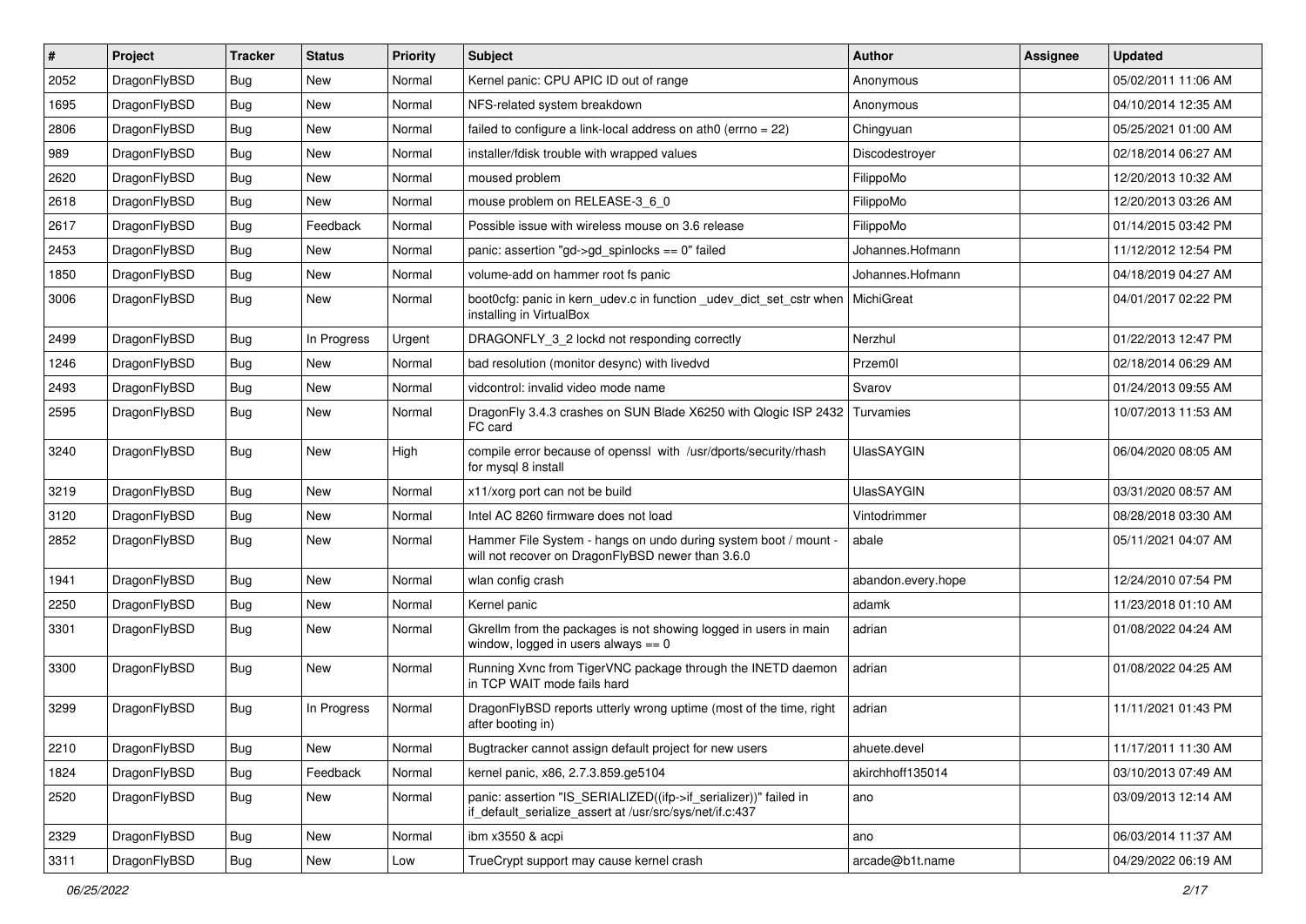| # | Project | Tracker | Status | Priority | Subject | Author | Assignee | Updated |
|---|---|---|---|---|---|---|---|---|
| 2052 | DragonFlyBSD | Bug | New | Normal | Kernel panic: CPU APIC ID out of range | Anonymous | | 05/02/2011 11:06 AM |
| 1695 | DragonFlyBSD | Bug | New | Normal | NFS-related system breakdown | Anonymous | | 04/10/2014 12:35 AM |
| 2806 | DragonFlyBSD | Bug | New | Normal | failed to configure a link-local address on ath0 (errno = 22) | Chingyuan | | 05/25/2021 01:00 AM |
| 989 | DragonFlyBSD | Bug | New | Normal | installer/fdisk trouble with wrapped values | Discodestroyer | | 02/18/2014 06:27 AM |
| 2620 | DragonFlyBSD | Bug | New | Normal | moused problem | FilippoMo | | 12/20/2013 10:32 AM |
| 2618 | DragonFlyBSD | Bug | New | Normal | mouse problem on RELEASE-3_6_0 | FilippoMo | | 12/20/2013 03:26 AM |
| 2617 | DragonFlyBSD | Bug | Feedback | Normal | Possible issue with wireless mouse on 3.6 release | FilippoMo | | 01/14/2015 03:42 PM |
| 2453 | DragonFlyBSD | Bug | New | Normal | panic: assertion "gd->gd_spinlocks == 0" failed | Johannes.Hofmann | | 11/12/2012 12:54 PM |
| 1850 | DragonFlyBSD | Bug | New | Normal | volume-add on hammer root fs panic | Johannes.Hofmann | | 04/18/2019 04:27 AM |
| 3006 | DragonFlyBSD | Bug | New | Normal | boot0cfg: panic in kern_udev.c in function _udev_dict_set_cstr when installing in VirtualBox | MichiGreat | | 04/01/2017 02:22 PM |
| 2499 | DragonFlyBSD | Bug | In Progress | Urgent | DRAGONFLY_3_2 lockd not responding correctly | Nerzhul | | 01/22/2013 12:47 PM |
| 1246 | DragonFlyBSD | Bug | New | Normal | bad resolution (monitor desync) with livedvd | Przem0l | | 02/18/2014 06:29 AM |
| 2493 | DragonFlyBSD | Bug | New | Normal | vidcontrol: invalid video mode name | Svarov | | 01/24/2013 09:55 AM |
| 2595 | DragonFlyBSD | Bug | New | Normal | DragonFly 3.4.3 crashes on SUN Blade X6250 with Qlogic ISP 2432 FC card | Turvamies | | 10/07/2013 11:53 AM |
| 3240 | DragonFlyBSD | Bug | New | High | compile error because of openssl with /usr/dports/security/rhash for mysql 8 install | UlasSAYGIN | | 06/04/2020 08:05 AM |
| 3219 | DragonFlyBSD | Bug | New | Normal | x11/xorg port can not be build | UlasSAYGIN | | 03/31/2020 08:57 AM |
| 3120 | DragonFlyBSD | Bug | New | Normal | Intel AC 8260 firmware does not load | Vintodrimmer | | 08/28/2018 03:30 AM |
| 2852 | DragonFlyBSD | Bug | New | Normal | Hammer File System - hangs on undo during system boot / mount - will not recover on DragonFlyBSD newer than 3.6.0 | abale | | 05/11/2021 04:07 AM |
| 1941 | DragonFlyBSD | Bug | New | Normal | wlan config crash | abandon.every.hope | | 12/24/2010 07:54 PM |
| 2250 | DragonFlyBSD | Bug | New | Normal | Kernel panic | adamk | | 11/23/2018 01:10 AM |
| 3301 | DragonFlyBSD | Bug | New | Normal | Gkrellm from the packages is not showing logged in users in main window, logged in users always == 0 | adrian | | 01/08/2022 04:24 AM |
| 3300 | DragonFlyBSD | Bug | New | Normal | Running Xvnc from TigerVNC package through the INETD daemon in TCP WAIT mode fails hard | adrian | | 01/08/2022 04:25 AM |
| 3299 | DragonFlyBSD | Bug | In Progress | Normal | DragonFlyBSD reports utterly wrong uptime (most of the time, right after booting in) | adrian | | 11/11/2021 01:43 PM |
| 2210 | DragonFlyBSD | Bug | New | Normal | Bugtracker cannot assign default project for new users | ahuete.devel | | 11/17/2011 11:30 AM |
| 1824 | DragonFlyBSD | Bug | Feedback | Normal | kernel panic, x86, 2.7.3.859.ge5104 | akirchhoff135014 | | 03/10/2013 07:49 AM |
| 2520 | DragonFlyBSD | Bug | New | Normal | panic: assertion "IS_SERIALIZED((ifp->if_serializer))" failed in if_default_serialize_assert at /usr/src/sys/net/if.c:437 | ano | | 03/09/2013 12:14 AM |
| 2329 | DragonFlyBSD | Bug | New | Normal | ibm x3550 & acpi | ano | | 06/03/2014 11:37 AM |
| 3311 | DragonFlyBSD | Bug | New | Low | TrueCrypt support may cause kernel crash | arcade@b1t.name | | 04/29/2022 06:19 AM |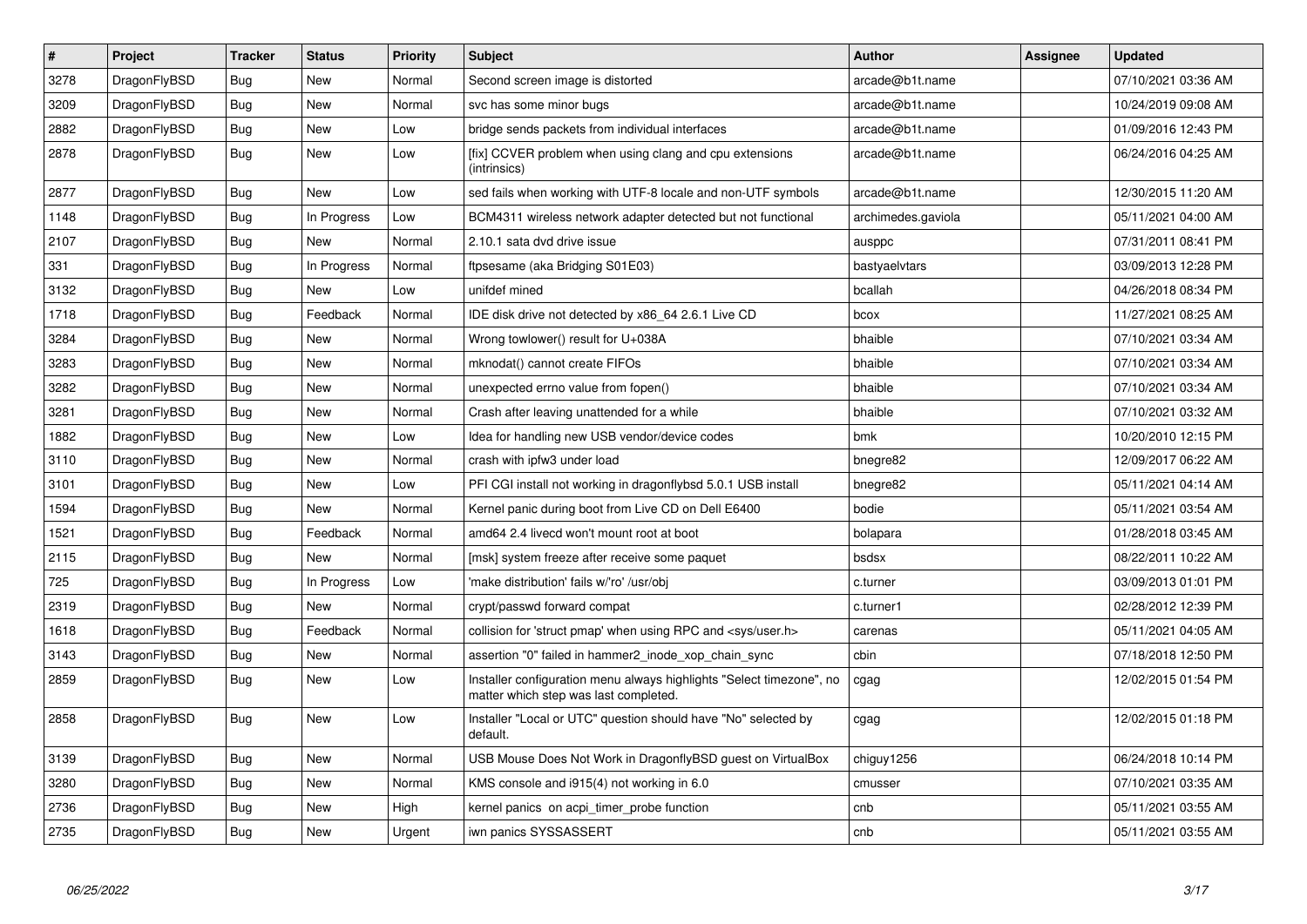| # | Project | Tracker | Status | Priority | Subject | Author | Assignee | Updated |
|---|---|---|---|---|---|---|---|---|
| 3278 | DragonFlyBSD | Bug | New | Normal | Second screen image is distorted | arcade@b1t.name | | 07/10/2021 03:36 AM |
| 3209 | DragonFlyBSD | Bug | New | Normal | svc has some minor bugs | arcade@b1t.name | | 10/24/2019 09:08 AM |
| 2882 | DragonFlyBSD | Bug | New | Low | bridge sends packets from individual interfaces | arcade@b1t.name | | 01/09/2016 12:43 PM |
| 2878 | DragonFlyBSD | Bug | New | Low | [fix] CCVER problem when using clang and cpu extensions (intrinsics) | arcade@b1t.name | | 06/24/2016 04:25 AM |
| 2877 | DragonFlyBSD | Bug | New | Low | sed fails when working with UTF-8 locale and non-UTF symbols | arcade@b1t.name | | 12/30/2015 11:20 AM |
| 1148 | DragonFlyBSD | Bug | In Progress | Low | BCM4311 wireless network adapter detected but not functional | archimedes.gaviola | | 05/11/2021 04:00 AM |
| 2107 | DragonFlyBSD | Bug | New | Normal | 2.10.1 sata dvd drive issue | ausppc | | 07/31/2011 08:41 PM |
| 331 | DragonFlyBSD | Bug | In Progress | Normal | ftpsesame (aka Bridging S01E03) | bastyaelvtars | | 03/09/2013 12:28 PM |
| 3132 | DragonFlyBSD | Bug | New | Low | unifdef mined | bcallah | | 04/26/2018 08:34 PM |
| 1718 | DragonFlyBSD | Bug | Feedback | Normal | IDE disk drive not detected by x86_64 2.6.1 Live CD | bcox | | 11/27/2021 08:25 AM |
| 3284 | DragonFlyBSD | Bug | New | Normal | Wrong towlower() result for U+038A | bhaible | | 07/10/2021 03:34 AM |
| 3283 | DragonFlyBSD | Bug | New | Normal | mknodat() cannot create FIFOs | bhaible | | 07/10/2021 03:34 AM |
| 3282 | DragonFlyBSD | Bug | New | Normal | unexpected errno value from fopen() | bhaible | | 07/10/2021 03:34 AM |
| 3281 | DragonFlyBSD | Bug | New | Normal | Crash after leaving unattended for a while | bhaible | | 07/10/2021 03:32 AM |
| 1882 | DragonFlyBSD | Bug | New | Low | Idea for handling new USB vendor/device codes | bmk | | 10/20/2010 12:15 PM |
| 3110 | DragonFlyBSD | Bug | New | Normal | crash with ipfw3 under load | bnegre82 | | 12/09/2017 06:22 AM |
| 3101 | DragonFlyBSD | Bug | New | Low | PFI CGI install not working in dragonflybsd 5.0.1 USB install | bnegre82 | | 05/11/2021 04:14 AM |
| 1594 | DragonFlyBSD | Bug | New | Normal | Kernel panic during boot from Live CD on Dell E6400 | bodie | | 05/11/2021 03:54 AM |
| 1521 | DragonFlyBSD | Bug | Feedback | Normal | amd64 2.4 livecd won't mount root at boot | bolapara | | 01/28/2018 03:45 AM |
| 2115 | DragonFlyBSD | Bug | New | Normal | [msk] system freeze after receive some paquet | bsdsx | | 08/22/2011 10:22 AM |
| 725 | DragonFlyBSD | Bug | In Progress | Low | 'make distribution' fails w/'ro' /usr/obj | c.turner | | 03/09/2013 01:01 PM |
| 2319 | DragonFlyBSD | Bug | New | Normal | crypt/passwd forward compat | c.turner1 | | 02/28/2012 12:39 PM |
| 1618 | DragonFlyBSD | Bug | Feedback | Normal | collision for 'struct pmap' when using RPC and <sys/user.h> | carenas | | 05/11/2021 04:05 AM |
| 3143 | DragonFlyBSD | Bug | New | Normal | assertion "0" failed in hammer2_inode_xop_chain_sync | cbin | | 07/18/2018 12:50 PM |
| 2859 | DragonFlyBSD | Bug | New | Low | Installer configuration menu always highlights "Select timezone", no matter which step was last completed. | cgag | | 12/02/2015 01:54 PM |
| 2858 | DragonFlyBSD | Bug | New | Low | Installer "Local or UTC" question should have "No" selected by default. | cgag | | 12/02/2015 01:18 PM |
| 3139 | DragonFlyBSD | Bug | New | Normal | USB Mouse Does Not Work in DragonflyBSD guest on VirtualBox | chiguy1256 | | 06/24/2018 10:14 PM |
| 3280 | DragonFlyBSD | Bug | New | Normal | KMS console and i915(4) not working in 6.0 | cmusser | | 07/10/2021 03:35 AM |
| 2736 | DragonFlyBSD | Bug | New | High | kernel panics on acpi_timer_probe function | cnb | | 05/11/2021 03:55 AM |
| 2735 | DragonFlyBSD | Bug | New | Urgent | iwn panics SYSSASSERT | cnb | | 05/11/2021 03:55 AM |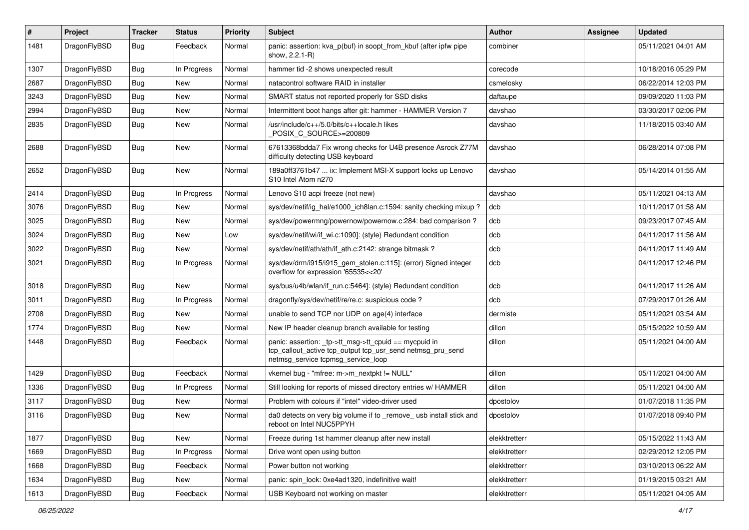| # | Project | Tracker | Status | Priority | Subject | Author | Assignee | Updated |
|---|---|---|---|---|---|---|---|---|
| 1481 | DragonFlyBSD | Bug | Feedback | Normal | panic: assertion: kva_p(buf) in soopt_from_kbuf (after ipfw pipe show, 2.2.1-R) | combiner | | 05/11/2021 04:01 AM |
| 1307 | DragonFlyBSD | Bug | In Progress | Normal | hammer tid -2 shows unexpected result | corecode | | 10/18/2016 05:29 PM |
| 2687 | DragonFlyBSD | Bug | New | Normal | natacontrol software RAID in installer | csmelosky | | 06/22/2014 12:03 PM |
| 3243 | DragonFlyBSD | Bug | New | Normal | SMART status not reported properly for SSD disks | daftaupe | | 09/09/2020 11:03 PM |
| 2994 | DragonFlyBSD | Bug | New | Normal | Intermittent boot hangs after git: hammer - HAMMER Version 7 | davshao | | 03/30/2017 02:06 PM |
| 2835 | DragonFlyBSD | Bug | New | Normal | /usr/include/c++/5.0/bits/c++locale.h likes _POSIX_C_SOURCE>=200809 | davshao | | 11/18/2015 03:40 AM |
| 2688 | DragonFlyBSD | Bug | New | Normal | 67613368bdda7 Fix wrong checks for U4B presence Asrock Z77M difficulty detecting USB keyboard | davshao | | 06/28/2014 07:08 PM |
| 2652 | DragonFlyBSD | Bug | New | Normal | 189a0ff3761b47 ... ix: Implement MSI-X support locks up Lenovo S10 Intel Atom n270 | davshao | | 05/14/2014 01:55 AM |
| 2414 | DragonFlyBSD | Bug | In Progress | Normal | Lenovo S10 acpi freeze (not new) | davshao | | 05/11/2021 04:13 AM |
| 3076 | DragonFlyBSD | Bug | New | Normal | sys/dev/netif/ig_hal/e1000_ich8lan.c:1594: sanity checking mixup ? | dcb | | 10/11/2017 01:58 AM |
| 3025 | DragonFlyBSD | Bug | New | Normal | sys/dev/powermng/powernow/powernow.c:284: bad comparison ? | dcb | | 09/23/2017 07:45 AM |
| 3024 | DragonFlyBSD | Bug | New | Low | sys/dev/netif/wi/if_wi.c:1090]: (style) Redundant condition | dcb | | 04/11/2017 11:56 AM |
| 3022 | DragonFlyBSD | Bug | New | Normal | sys/dev/netif/ath/ath/if_ath.c:2142: strange bitmask ? | dcb | | 04/11/2017 11:49 AM |
| 3021 | DragonFlyBSD | Bug | In Progress | Normal | sys/dev/drm/i915/i915_gem_stolen.c:115]: (error) Signed integer overflow for expression '65535<<20' | dcb | | 04/11/2017 12:46 PM |
| 3018 | DragonFlyBSD | Bug | New | Normal | sys/bus/u4b/wlan/if_run.c:5464]: (style) Redundant condition | dcb | | 04/11/2017 11:26 AM |
| 3011 | DragonFlyBSD | Bug | In Progress | Normal | dragonfly/sys/dev/netif/re/re.c: suspicious code ? | dcb | | 07/29/2017 01:26 AM |
| 2708 | DragonFlyBSD | Bug | New | Normal | unable to send TCP nor UDP on age(4) interface | dermiste | | 05/11/2021 03:54 AM |
| 1774 | DragonFlyBSD | Bug | New | Normal | New IP header cleanup branch available for testing | dillon | | 05/15/2022 10:59 AM |
| 1448 | DragonFlyBSD | Bug | Feedback | Normal | panic: assertion: _tp->tt_msg->tt_cpuid == mycpuid in tcp_callout_active tcp_output tcp_usr_send netmsg_pru_send netmsg_service tcpmsg_service_loop | dillon | | 05/11/2021 04:00 AM |
| 1429 | DragonFlyBSD | Bug | Feedback | Normal | vkernel bug - "mfree: m->m_nextpkt != NULL" | dillon | | 05/11/2021 04:00 AM |
| 1336 | DragonFlyBSD | Bug | In Progress | Normal | Still looking for reports of missed directory entries w/ HAMMER | dillon | | 05/11/2021 04:00 AM |
| 3117 | DragonFlyBSD | Bug | New | Normal | Problem with colours if "intel" video-driver used | dpostolov | | 01/07/2018 11:35 PM |
| 3116 | DragonFlyBSD | Bug | New | Normal | da0 detects on very big volume if to _remove_ usb install stick and reboot on Intel NUC5PPYH | dpostolov | | 01/07/2018 09:40 PM |
| 1877 | DragonFlyBSD | Bug | New | Normal | Freeze during 1st hammer cleanup after new install | elekktretterr | | 05/15/2022 11:43 AM |
| 1669 | DragonFlyBSD | Bug | In Progress | Normal | Drive wont open using button | elekktretterr | | 02/29/2012 12:05 PM |
| 1668 | DragonFlyBSD | Bug | Feedback | Normal | Power button not working | elekktretterr | | 03/10/2013 06:22 AM |
| 1634 | DragonFlyBSD | Bug | New | Normal | panic: spin_lock: 0xe4ad1320, indefinitive wait! | elekktretterr | | 01/19/2015 03:21 AM |
| 1613 | DragonFlyBSD | Bug | Feedback | Normal | USB Keyboard not working on master | elekktretterr | | 05/11/2021 04:05 AM |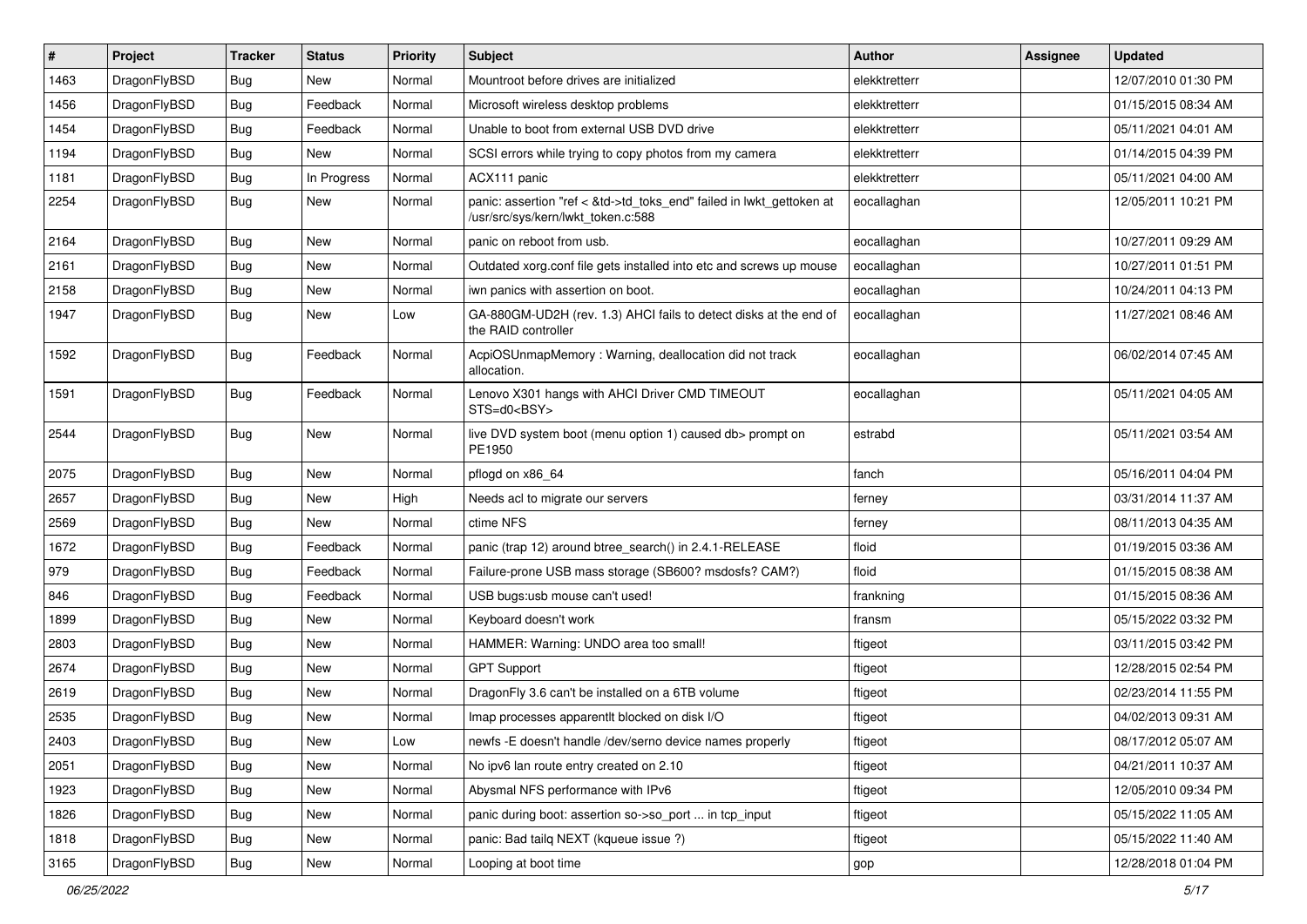| # | Project | Tracker | Status | Priority | Subject | Author | Assignee | Updated |
|---|---|---|---|---|---|---|---|---|
| 1463 | DragonFlyBSD | Bug | New | Normal | Mountroot before drives are initialized | elekktretterr | | 12/07/2010 01:30 PM |
| 1456 | DragonFlyBSD | Bug | Feedback | Normal | Microsoft wireless desktop problems | elekktretterr | | 01/15/2015 08:34 AM |
| 1454 | DragonFlyBSD | Bug | Feedback | Normal | Unable to boot from external USB DVD drive | elekktretterr | | 05/11/2021 04:01 AM |
| 1194 | DragonFlyBSD | Bug | New | Normal | SCSI errors while trying to copy photos from my camera | elekktretterr | | 01/14/2015 04:39 PM |
| 1181 | DragonFlyBSD | Bug | In Progress | Normal | ACX111 panic | elekktretterr | | 05/11/2021 04:00 AM |
| 2254 | DragonFlyBSD | Bug | New | Normal | panic: assertion "ref < &td->td_toks_end" failed in lwkt_gettoken at /usr/src/sys/kern/lwkt_token.c:588 | eocallaghan | | 12/05/2011 10:21 PM |
| 2164 | DragonFlyBSD | Bug | New | Normal | panic on reboot from usb. | eocallaghan | | 10/27/2011 09:29 AM |
| 2161 | DragonFlyBSD | Bug | New | Normal | Outdated xorg.conf file gets installed into etc and screws up mouse | eocallaghan | | 10/27/2011 01:51 PM |
| 2158 | DragonFlyBSD | Bug | New | Normal | iwn panics with assertion on boot. | eocallaghan | | 10/24/2011 04:13 PM |
| 1947 | DragonFlyBSD | Bug | New | Low | GA-880GM-UD2H (rev. 1.3) AHCI fails to detect disks at the end of the RAID controller | eocallaghan | | 11/27/2021 08:46 AM |
| 1592 | DragonFlyBSD | Bug | Feedback | Normal | AcpiOSUnmapMemory : Warning, deallocation did not track allocation. | eocallaghan | | 06/02/2014 07:45 AM |
| 1591 | DragonFlyBSD | Bug | Feedback | Normal | Lenovo X301 hangs with AHCI Driver CMD TIMEOUT STS=d0<BSY> | eocallaghan | | 05/11/2021 04:05 AM |
| 2544 | DragonFlyBSD | Bug | New | Normal | live DVD system boot (menu option 1) caused db> prompt on PE1950 | estrabd | | 05/11/2021 03:54 AM |
| 2075 | DragonFlyBSD | Bug | New | Normal | pflogd on x86_64 | fanch | | 05/16/2011 04:04 PM |
| 2657 | DragonFlyBSD | Bug | New | High | Needs acl to migrate our servers | ferney | | 03/31/2014 11:37 AM |
| 2569 | DragonFlyBSD | Bug | New | Normal | ctime NFS | ferney | | 08/11/2013 04:35 AM |
| 1672 | DragonFlyBSD | Bug | Feedback | Normal | panic (trap 12) around btree_search() in 2.4.1-RELEASE | floid | | 01/19/2015 03:36 AM |
| 979 | DragonFlyBSD | Bug | Feedback | Normal | Failure-prone USB mass storage (SB600? msdosfs? CAM?) | floid | | 01/15/2015 08:38 AM |
| 846 | DragonFlyBSD | Bug | Feedback | Normal | USB bugs:usb mouse can't used! | frankning | | 01/15/2015 08:36 AM |
| 1899 | DragonFlyBSD | Bug | New | Normal | Keyboard doesn't work | fransm | | 05/15/2022 03:32 PM |
| 2803 | DragonFlyBSD | Bug | New | Normal | HAMMER: Warning: UNDO area too small! | ftigeot | | 03/11/2015 03:42 PM |
| 2674 | DragonFlyBSD | Bug | New | Normal | GPT Support | ftigeot | | 12/28/2015 02:54 PM |
| 2619 | DragonFlyBSD | Bug | New | Normal | DragonFly 3.6 can't be installed on a 6TB volume | ftigeot | | 02/23/2014 11:55 PM |
| 2535 | DragonFlyBSD | Bug | New | Normal | Imap processes apparentlt blocked on disk I/O | ftigeot | | 04/02/2013 09:31 AM |
| 2403 | DragonFlyBSD | Bug | New | Low | newfs -E doesn't handle /dev/serno device names properly | ftigeot | | 08/17/2012 05:07 AM |
| 2051 | DragonFlyBSD | Bug | New | Normal | No ipv6 lan route entry created on 2.10 | ftigeot | | 04/21/2011 10:37 AM |
| 1923 | DragonFlyBSD | Bug | New | Normal | Abysmal NFS performance with IPv6 | ftigeot | | 12/05/2010 09:34 PM |
| 1826 | DragonFlyBSD | Bug | New | Normal | panic during boot: assertion so->so_port ... in tcp_input | ftigeot | | 05/15/2022 11:05 AM |
| 1818 | DragonFlyBSD | Bug | New | Normal | panic: Bad tailq NEXT (kqueue issue ?) | ftigeot | | 05/15/2022 11:40 AM |
| 3165 | DragonFlyBSD | Bug | New | Normal | Looping at boot time | gop | | 12/28/2018 01:04 PM |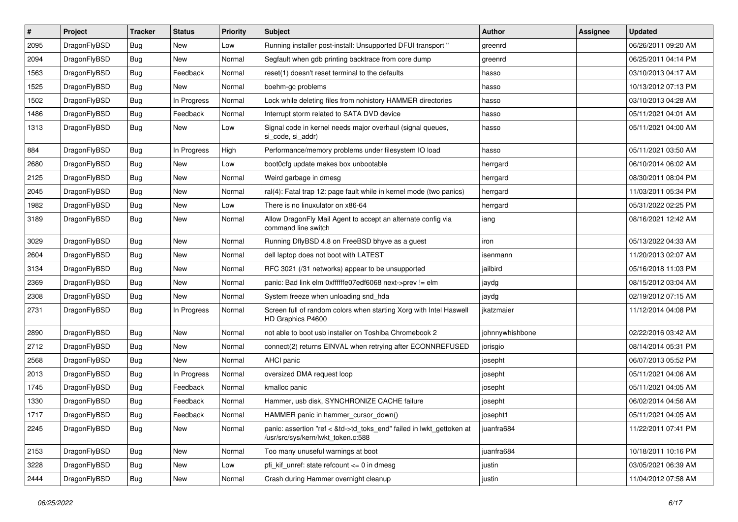| # | Project | Tracker | Status | Priority | Subject | Author | Assignee | Updated |
|---|---|---|---|---|---|---|---|---|
| 2095 | DragonFlyBSD | Bug | New | Low | Running installer post-install: Unsupported DFUI transport " | greenrd | | 06/26/2011 09:20 AM |
| 2094 | DragonFlyBSD | Bug | New | Normal | Segfault when gdb printing backtrace from core dump | greenrd | | 06/25/2011 04:14 PM |
| 1563 | DragonFlyBSD | Bug | Feedback | Normal | reset(1) doesn't reset terminal to the defaults | hasso | | 03/10/2013 04:17 AM |
| 1525 | DragonFlyBSD | Bug | New | Normal | boehm-gc problems | hasso | | 10/13/2012 07:13 PM |
| 1502 | DragonFlyBSD | Bug | In Progress | Normal | Lock while deleting files from nohistory HAMMER directories | hasso | | 03/10/2013 04:28 AM |
| 1486 | DragonFlyBSD | Bug | Feedback | Normal | Interrupt storm related to SATA DVD device | hasso | | 05/11/2021 04:01 AM |
| 1313 | DragonFlyBSD | Bug | New | Low | Signal code in kernel needs major overhaul (signal queues, si_code, si_addr) | hasso | | 05/11/2021 04:00 AM |
| 884 | DragonFlyBSD | Bug | In Progress | High | Performance/memory problems under filesystem IO load | hasso | | 05/11/2021 03:50 AM |
| 2680 | DragonFlyBSD | Bug | New | Low | boot0cfg update makes box unbootable | herrgard | | 06/10/2014 06:02 AM |
| 2125 | DragonFlyBSD | Bug | New | Normal | Weird garbage in dmesg | herrgard | | 08/30/2011 08:04 PM |
| 2045 | DragonFlyBSD | Bug | New | Normal | ral(4): Fatal trap 12: page fault while in kernel mode (two panics) | herrgard | | 11/03/2011 05:34 PM |
| 1982 | DragonFlyBSD | Bug | New | Low | There is no linuxulator on x86-64 | herrgard | | 05/31/2022 02:25 PM |
| 3189 | DragonFlyBSD | Bug | New | Normal | Allow DragonFly Mail Agent to accept an alternate config via command line switch | iang | | 08/16/2021 12:42 AM |
| 3029 | DragonFlyBSD | Bug | New | Normal | Running DflyBSD 4.8 on FreeBSD bhyve as a guest | iron | | 05/13/2022 04:33 AM |
| 2604 | DragonFlyBSD | Bug | New | Normal | dell laptop does not boot with LATEST | isenmann | | 11/20/2013 02:07 AM |
| 3134 | DragonFlyBSD | Bug | New | Normal | RFC 3021 (/31 networks) appear to be unsupported | jailbird | | 05/16/2018 11:03 PM |
| 2369 | DragonFlyBSD | Bug | New | Normal | panic: Bad link elm 0xffffffe07edf6068 next->prev != elm | jaydg | | 08/15/2012 03:04 AM |
| 2308 | DragonFlyBSD | Bug | New | Normal | System freeze when unloading snd_hda | jaydg | | 02/19/2012 07:15 AM |
| 2731 | DragonFlyBSD | Bug | In Progress | Normal | Screen full of random colors when starting Xorg with Intel Haswell HD Graphics P4600 | jkatzmaier | | 11/12/2014 04:08 PM |
| 2890 | DragonFlyBSD | Bug | New | Normal | not able to boot usb installer on Toshiba Chromebook 2 | johnnywhishbone | | 02/22/2016 03:42 AM |
| 2712 | DragonFlyBSD | Bug | New | Normal | connect(2) returns EINVAL when retrying after ECONNREFUSED | jorisgio | | 08/14/2014 05:31 PM |
| 2568 | DragonFlyBSD | Bug | New | Normal | AHCI panic | josepht | | 06/07/2013 05:52 PM |
| 2013 | DragonFlyBSD | Bug | In Progress | Normal | oversized DMA request loop | josepht | | 05/11/2021 04:06 AM |
| 1745 | DragonFlyBSD | Bug | Feedback | Normal | kmalloc panic | josepht | | 05/11/2021 04:05 AM |
| 1330 | DragonFlyBSD | Bug | Feedback | Normal | Hammer, usb disk, SYNCHRONIZE CACHE failure | josepht | | 06/02/2014 04:56 AM |
| 1717 | DragonFlyBSD | Bug | Feedback | Normal | HAMMER panic in hammer_cursor_down() | josepht1 | | 05/11/2021 04:05 AM |
| 2245 | DragonFlyBSD | Bug | New | Normal | panic: assertion "ref < &td->td_toks_end" failed in lwkt_gettoken at /usr/src/sys/kern/lwkt_token.c:588 | juanfra684 | | 11/22/2011 07:41 PM |
| 2153 | DragonFlyBSD | Bug | New | Normal | Too many unuseful warnings at boot | juanfra684 | | 10/18/2011 10:16 PM |
| 3228 | DragonFlyBSD | Bug | New | Low | pfi_kif_unref: state refcount <= 0 in dmesg | justin | | 03/05/2021 06:39 AM |
| 2444 | DragonFlyBSD | Bug | New | Normal | Crash during Hammer overnight cleanup | justin | | 11/04/2012 07:58 AM |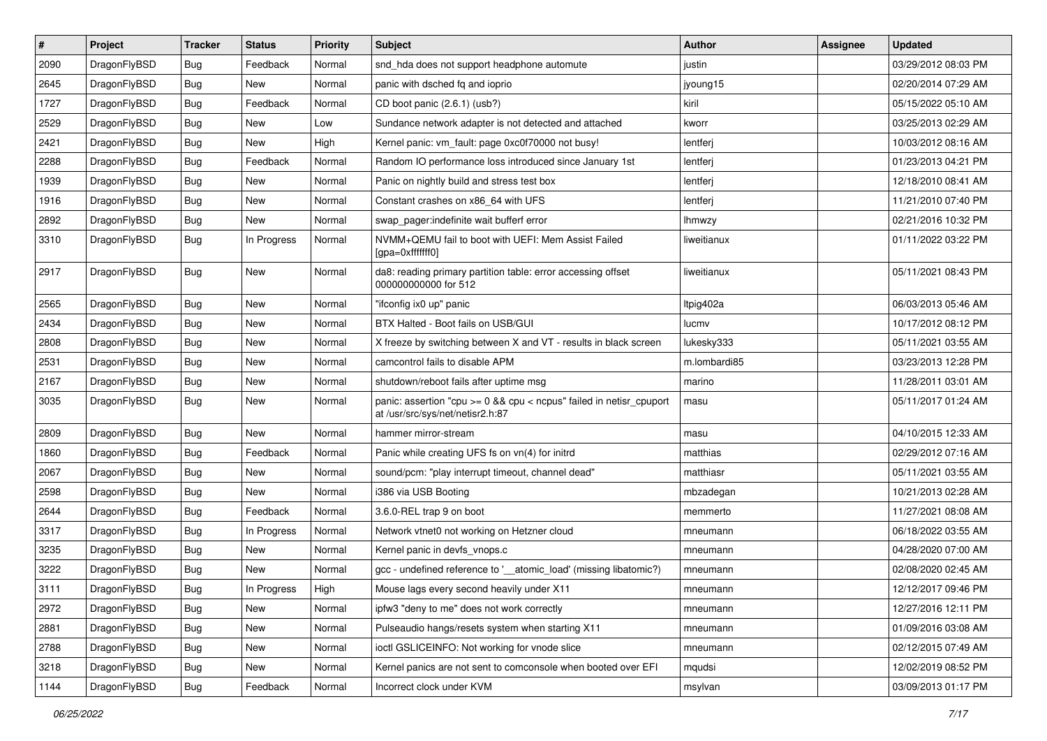| # | Project | Tracker | Status | Priority | Subject | Author | Assignee | Updated |
|---|---|---|---|---|---|---|---|---|
| 2090 | DragonFlyBSD | Bug | Feedback | Normal | snd_hda does not support headphone automute | justin | | 03/29/2012 08:03 PM |
| 2645 | DragonFlyBSD | Bug | New | Normal | panic with dsched fq and ioprio | jyoung15 | | 02/20/2014 07:29 AM |
| 1727 | DragonFlyBSD | Bug | Feedback | Normal | CD boot panic (2.6.1) (usb?) | kiril | | 05/15/2022 05:10 AM |
| 2529 | DragonFlyBSD | Bug | New | Low | Sundance network adapter is not detected and attached | kworr | | 03/25/2013 02:29 AM |
| 2421 | DragonFlyBSD | Bug | New | High | Kernel panic: vm_fault: page 0xc0f70000 not busy! | lentferj | | 10/03/2012 08:16 AM |
| 2288 | DragonFlyBSD | Bug | Feedback | Normal | Random IO performance loss introduced since January 1st | lentferj | | 01/23/2013 04:21 PM |
| 1939 | DragonFlyBSD | Bug | New | Normal | Panic on nightly build and stress test box | lentferj | | 12/18/2010 08:41 AM |
| 1916 | DragonFlyBSD | Bug | New | Normal | Constant crashes on x86_64 with UFS | lentferj | | 11/21/2010 07:40 PM |
| 2892 | DragonFlyBSD | Bug | New | Normal | swap_pager:indefinite wait bufferf error | lhmwzy | | 02/21/2016 10:32 PM |
| 3310 | DragonFlyBSD | Bug | In Progress | Normal | NVMM+QEMU fail to boot with UEFI: Mem Assist Failed [gpa=0xfffffff0] | liweitianux | | 01/11/2022 03:22 PM |
| 2917 | DragonFlyBSD | Bug | New | Normal | da8: reading primary partition table: error accessing offset 000000000000 for 512 | liweitianux | | 05/11/2021 08:43 PM |
| 2565 | DragonFlyBSD | Bug | New | Normal | "ifconfig ix0 up" panic | ltpig402a | | 06/03/2013 05:46 AM |
| 2434 | DragonFlyBSD | Bug | New | Normal | BTX Halted - Boot fails on USB/GUI | lucmv | | 10/17/2012 08:12 PM |
| 2808 | DragonFlyBSD | Bug | New | Normal | X freeze by switching between X and VT - results in black screen | lukesky333 | | 05/11/2021 03:55 AM |
| 2531 | DragonFlyBSD | Bug | New | Normal | camcontrol fails to disable APM | m.lombardi85 | | 03/23/2013 12:28 PM |
| 2167 | DragonFlyBSD | Bug | New | Normal | shutdown/reboot fails after uptime msg | marino | | 11/28/2011 03:01 AM |
| 3035 | DragonFlyBSD | Bug | New | Normal | panic: assertion "cpu >= 0 && cpu < ncpus" failed in netisr_cpuport at /usr/src/sys/net/netisr2.h:87 | masu | | 05/11/2017 01:24 AM |
| 2809 | DragonFlyBSD | Bug | New | Normal | hammer mirror-stream | masu | | 04/10/2015 12:33 AM |
| 1860 | DragonFlyBSD | Bug | Feedback | Normal | Panic while creating UFS fs on vn(4) for initrd | matthias | | 02/29/2012 07:16 AM |
| 2067 | DragonFlyBSD | Bug | New | Normal | sound/pcm: "play interrupt timeout, channel dead" | matthiasr | | 05/11/2021 03:55 AM |
| 2598 | DragonFlyBSD | Bug | New | Normal | i386 via USB Booting | mbzadegan | | 10/21/2013 02:28 AM |
| 2644 | DragonFlyBSD | Bug | Feedback | Normal | 3.6.0-REL trap 9 on boot | memmerto | | 11/27/2021 08:08 AM |
| 3317 | DragonFlyBSD | Bug | In Progress | Normal | Network vtnet0 not working on Hetzner cloud | mneumann | | 06/18/2022 03:55 AM |
| 3235 | DragonFlyBSD | Bug | New | Normal | Kernel panic in devfs_vnops.c | mneumann | | 04/28/2020 07:00 AM |
| 3222 | DragonFlyBSD | Bug | New | Normal | gcc - undefined reference to '__atomic_load' (missing libatomic?) | mneumann | | 02/08/2020 02:45 AM |
| 3111 | DragonFlyBSD | Bug | In Progress | High | Mouse lags every second heavily under X11 | mneumann | | 12/12/2017 09:46 PM |
| 2972 | DragonFlyBSD | Bug | New | Normal | ipfw3 "deny to me" does not work correctly | mneumann | | 12/27/2016 12:11 PM |
| 2881 | DragonFlyBSD | Bug | New | Normal | Pulseaudio hangs/resets system when starting X11 | mneumann | | 01/09/2016 03:08 AM |
| 2788 | DragonFlyBSD | Bug | New | Normal | ioctl GSLICEINFO: Not working for vnode slice | mneumann | | 02/12/2015 07:49 AM |
| 3218 | DragonFlyBSD | Bug | New | Normal | Kernel panics are not sent to comconsole when booted over EFI | mqudsi | | 12/02/2019 08:52 PM |
| 1144 | DragonFlyBSD | Bug | Feedback | Normal | Incorrect clock under KVM | msylvan | | 03/09/2013 01:17 PM |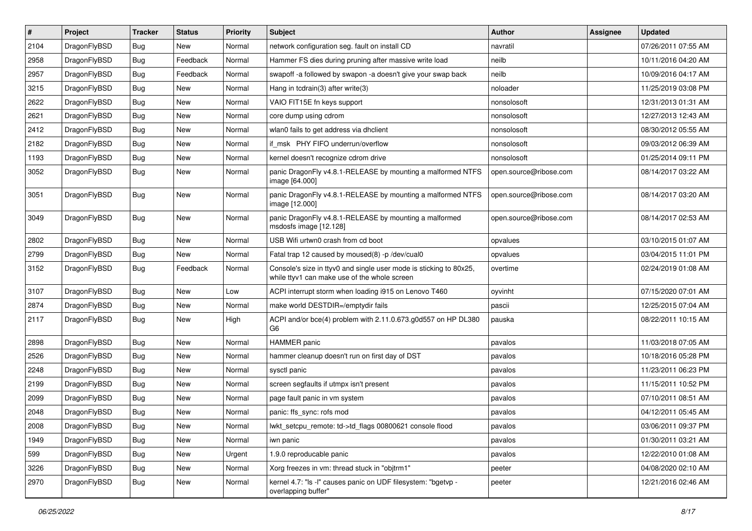| # | Project | Tracker | Status | Priority | Subject | Author | Assignee | Updated |
|---|---|---|---|---|---|---|---|---|
| 2104 | DragonFlyBSD | Bug | New | Normal | network configuration seg. fault on install CD | navratil | | 07/26/2011 07:55 AM |
| 2958 | DragonFlyBSD | Bug | Feedback | Normal | Hammer FS dies during pruning after massive write load | neilb | | 10/11/2016 04:20 AM |
| 2957 | DragonFlyBSD | Bug | Feedback | Normal | swapoff -a followed by swapon -a doesn't give your swap back | neilb | | 10/09/2016 04:17 AM |
| 3215 | DragonFlyBSD | Bug | New | Normal | Hang in tcdrain(3) after write(3) | noloader | | 11/25/2019 03:08 PM |
| 2622 | DragonFlyBSD | Bug | New | Normal | VAIO FIT15E fn keys support | nonsolosoft | | 12/31/2013 01:31 AM |
| 2621 | DragonFlyBSD | Bug | New | Normal | core dump using cdrom | nonsolosoft | | 12/27/2013 12:43 AM |
| 2412 | DragonFlyBSD | Bug | New | Normal | wlan0 fails to get address via dhclient | nonsolosoft | | 08/30/2012 05:55 AM |
| 2182 | DragonFlyBSD | Bug | New | Normal | if_msk PHY FIFO underrun/overflow | nonsolosoft | | 09/03/2012 06:39 AM |
| 1193 | DragonFlyBSD | Bug | New | Normal | kernel doesn't recognize cdrom drive | nonsolosoft | | 01/25/2014 09:11 PM |
| 3052 | DragonFlyBSD | Bug | New | Normal | panic DragonFly v4.8.1-RELEASE by mounting a malformed NTFS image [64.000] | open.source@ribose.com | | 08/14/2017 03:22 AM |
| 3051 | DragonFlyBSD | Bug | New | Normal | panic DragonFly v4.8.1-RELEASE by mounting a malformed NTFS image [12.000] | open.source@ribose.com | | 08/14/2017 03:20 AM |
| 3049 | DragonFlyBSD | Bug | New | Normal | panic DragonFly v4.8.1-RELEASE by mounting a malformed msdosfs image [12.128] | open.source@ribose.com | | 08/14/2017 02:53 AM |
| 2802 | DragonFlyBSD | Bug | New | Normal | USB Wifi urtwn0 crash from cd boot | opvalues | | 03/10/2015 01:07 AM |
| 2799 | DragonFlyBSD | Bug | New | Normal | Fatal trap 12 caused by moused(8) -p /dev/cual0 | opvalues | | 03/04/2015 11:01 PM |
| 3152 | DragonFlyBSD | Bug | Feedback | Normal | Console's size in ttyv0 and single user mode is sticking to 80x25, while ttyv1 can make use of the whole screen | overtime | | 02/24/2019 01:08 AM |
| 3107 | DragonFlyBSD | Bug | New | Low | ACPI interrupt storm when loading i915 on Lenovo T460 | oyvinht | | 07/15/2020 07:01 AM |
| 2874 | DragonFlyBSD | Bug | New | Normal | make world DESTDIR=/emptydir fails | pascii | | 12/25/2015 07:04 AM |
| 2117 | DragonFlyBSD | Bug | New | High | ACPI and/or bce(4) problem with 2.11.0.673.g0d557 on HP DL380 G6 | pauska | | 08/22/2011 10:15 AM |
| 2898 | DragonFlyBSD | Bug | New | Normal | HAMMER panic | pavalos | | 11/03/2018 07:05 AM |
| 2526 | DragonFlyBSD | Bug | New | Normal | hammer cleanup doesn't run on first day of DST | pavalos | | 10/18/2016 05:28 PM |
| 2248 | DragonFlyBSD | Bug | New | Normal | sysctl panic | pavalos | | 11/23/2011 06:23 PM |
| 2199 | DragonFlyBSD | Bug | New | Normal | screen segfaults if utmpx isn't present | pavalos | | 11/15/2011 10:52 PM |
| 2099 | DragonFlyBSD | Bug | New | Normal | page fault panic in vm system | pavalos | | 07/10/2011 08:51 AM |
| 2048 | DragonFlyBSD | Bug | New | Normal | panic: ffs_sync: rofs mod | pavalos | | 04/12/2011 05:45 AM |
| 2008 | DragonFlyBSD | Bug | New | Normal | lwkt_setcpu_remote: td->td_flags 00800621 console flood | pavalos | | 03/06/2011 09:37 PM |
| 1949 | DragonFlyBSD | Bug | New | Normal | iwn panic | pavalos | | 01/30/2011 03:21 AM |
| 599 | DragonFlyBSD | Bug | New | Urgent | 1.9.0 reproducable panic | pavalos | | 12/22/2010 01:08 AM |
| 3226 | DragonFlyBSD | Bug | New | Normal | Xorg freezes in vm: thread stuck in "objtrm1" | peeter | | 04/08/2020 02:10 AM |
| 2970 | DragonFlyBSD | Bug | New | Normal | kernel 4.7: "ls -l" causes panic on UDF filesystem: "bgetvp - overlapping buffer" | peeter | | 12/21/2016 02:46 AM |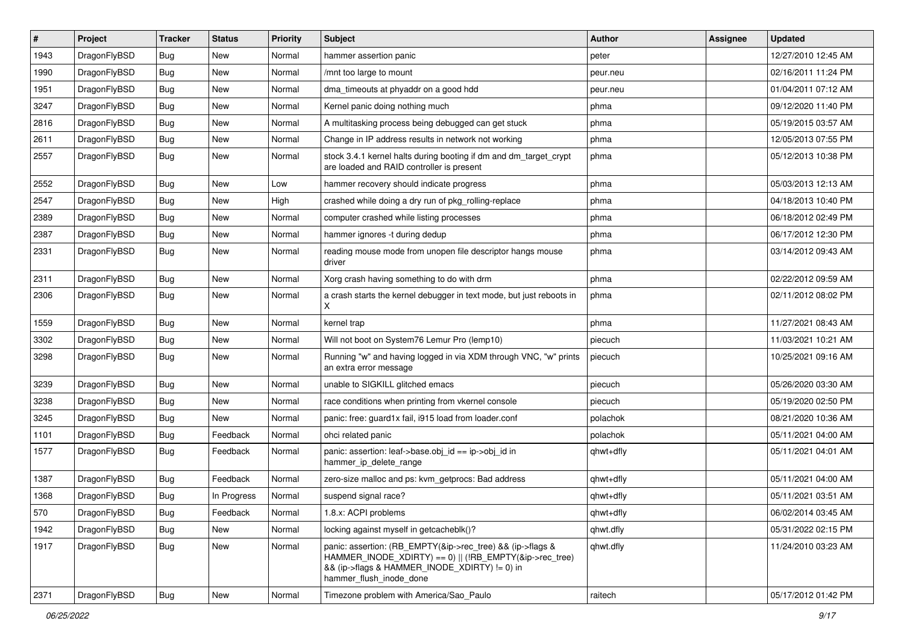| # | Project | Tracker | Status | Priority | Subject | Author | Assignee | Updated |
|---|---|---|---|---|---|---|---|---|
| 1943 | DragonFlyBSD | Bug | New | Normal | hammer assertion panic | peter | | 12/27/2010 12:45 AM |
| 1990 | DragonFlyBSD | Bug | New | Normal | /mnt too large to mount | peur.neu | | 02/16/2011 11:24 PM |
| 1951 | DragonFlyBSD | Bug | New | Normal | dma_timeouts at phyaddr on a good hdd | peur.neu | | 01/04/2011 07:12 AM |
| 3247 | DragonFlyBSD | Bug | New | Normal | Kernel panic doing nothing much | phma | | 09/12/2020 11:40 PM |
| 2816 | DragonFlyBSD | Bug | New | Normal | A multitasking process being debugged can get stuck | phma | | 05/19/2015 03:57 AM |
| 2611 | DragonFlyBSD | Bug | New | Normal | Change in IP address results in network not working | phma | | 12/05/2013 07:55 PM |
| 2557 | DragonFlyBSD | Bug | New | Normal | stock 3.4.1 kernel halts during booting if dm and dm_target_crypt are loaded and RAID controller is present | phma | | 05/12/2013 10:38 PM |
| 2552 | DragonFlyBSD | Bug | New | Low | hammer recovery should indicate progress | phma | | 05/03/2013 12:13 AM |
| 2547 | DragonFlyBSD | Bug | New | High | crashed while doing a dry run of pkg_rolling-replace | phma | | 04/18/2013 10:40 PM |
| 2389 | DragonFlyBSD | Bug | New | Normal | computer crashed while listing processes | phma | | 06/18/2012 02:49 PM |
| 2387 | DragonFlyBSD | Bug | New | Normal | hammer ignores -t during dedup | phma | | 06/17/2012 12:30 PM |
| 2331 | DragonFlyBSD | Bug | New | Normal | reading mouse mode from unopen file descriptor hangs mouse driver | phma | | 03/14/2012 09:43 AM |
| 2311 | DragonFlyBSD | Bug | New | Normal | Xorg crash having something to do with drm | phma | | 02/22/2012 09:59 AM |
| 2306 | DragonFlyBSD | Bug | New | Normal | a crash starts the kernel debugger in text mode, but just reboots in X | phma | | 02/11/2012 08:02 PM |
| 1559 | DragonFlyBSD | Bug | New | Normal | kernel trap | phma | | 11/27/2021 08:43 AM |
| 3302 | DragonFlyBSD | Bug | New | Normal | Will not boot on System76 Lemur Pro (lemp10) | piecuch | | 11/03/2021 10:21 AM |
| 3298 | DragonFlyBSD | Bug | New | Normal | Running "w" and having logged in via XDM through VNC, "w" prints an extra error message | piecuch | | 10/25/2021 09:16 AM |
| 3239 | DragonFlyBSD | Bug | New | Normal | unable to SIGKILL glitched emacs | piecuch | | 05/26/2020 03:30 AM |
| 3238 | DragonFlyBSD | Bug | New | Normal | race conditions when printing from vkernel console | piecuch | | 05/19/2020 02:50 PM |
| 3245 | DragonFlyBSD | Bug | New | Normal | panic: free: guard1x fail, i915 load from loader.conf | polachok | | 08/21/2020 10:36 AM |
| 1101 | DragonFlyBSD | Bug | Feedback | Normal | ohci related panic | polachok | | 05/11/2021 04:00 AM |
| 1577 | DragonFlyBSD | Bug | Feedback | Normal | panic: assertion: leaf->base.obj_id == ip->obj_id in hammer_ip_delete_range | qhwt+dfly | | 05/11/2021 04:01 AM |
| 1387 | DragonFlyBSD | Bug | Feedback | Normal | zero-size malloc and ps: kvm_getprocs: Bad address | qhwt+dfly | | 05/11/2021 04:00 AM |
| 1368 | DragonFlyBSD | Bug | In Progress | Normal | suspend signal race? | qhwt+dfly | | 05/11/2021 03:51 AM |
| 570 | DragonFlyBSD | Bug | Feedback | Normal | 1.8.x: ACPI problems | qhwt+dfly | | 06/02/2014 03:45 AM |
| 1942 | DragonFlyBSD | Bug | New | Normal | locking against myself in getcacheblk()? | qhwt.dfly | | 05/31/2022 02:15 PM |
| 1917 | DragonFlyBSD | Bug | New | Normal | panic: assertion: (RB_EMPTY(&ip->rec_tree) && (ip->flags & HAMMER_INODE_XDIRTY) == 0) \|\| (!RB_EMPTY(&ip->rec_tree) && (ip->flags & HAMMER_INODE_XDIRTY) != 0) in hammer_flush_inode_done | qhwt.dfly | | 11/24/2010 03:23 AM |
| 2371 | DragonFlyBSD | Bug | New | Normal | Timezone problem with America/Sao_Paulo | raitech | | 05/17/2012 01:42 PM |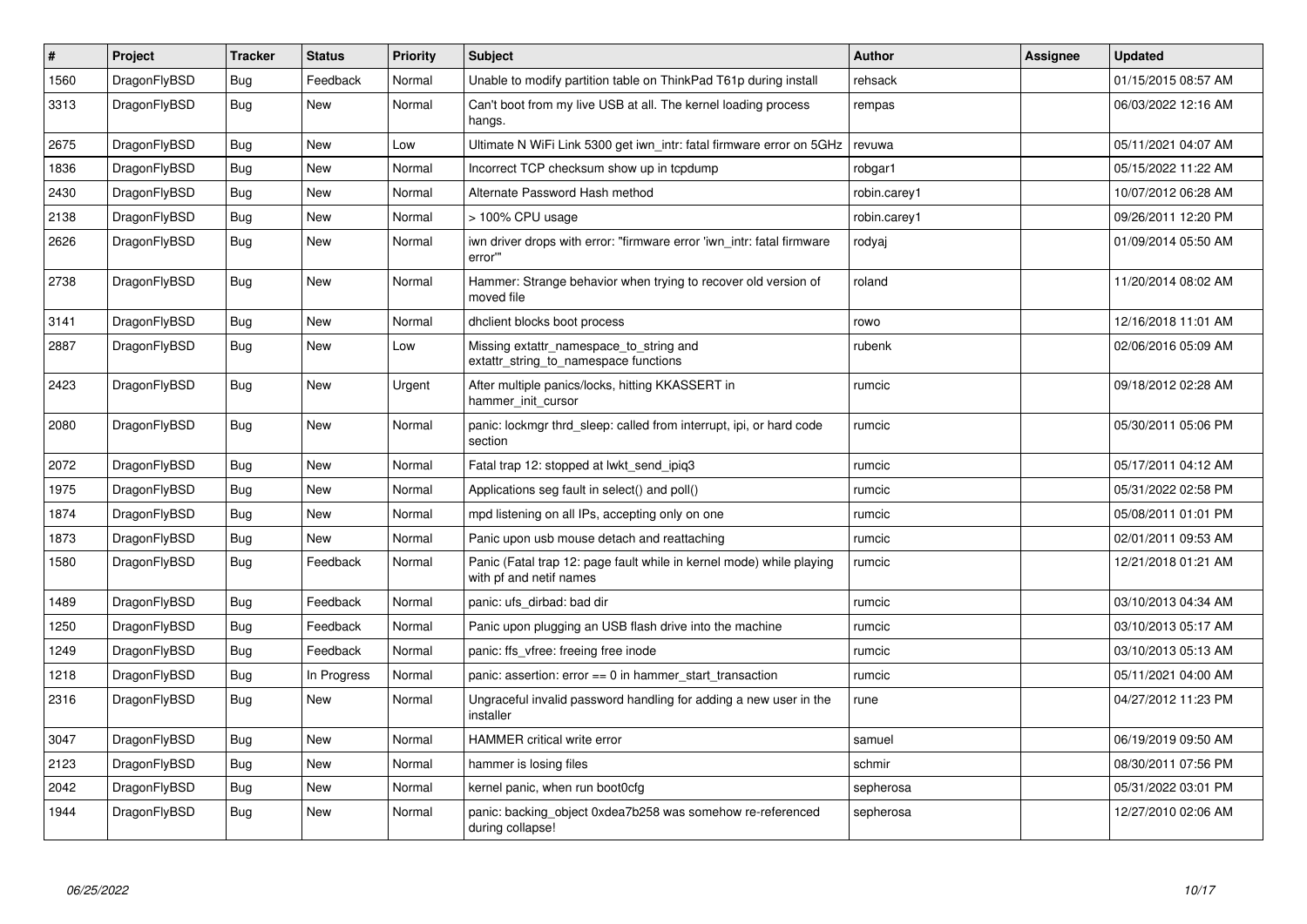| # | Project | Tracker | Status | Priority | Subject | Author | Assignee | Updated |
|---|---|---|---|---|---|---|---|---|
| 1560 | DragonFlyBSD | Bug | Feedback | Normal | Unable to modify partition table on ThinkPad T61p during install | rehsack | | 01/15/2015 08:57 AM |
| 3313 | DragonFlyBSD | Bug | New | Normal | Can't boot from my live USB at all. The kernel loading process hangs. | rempas | | 06/03/2022 12:16 AM |
| 2675 | DragonFlyBSD | Bug | New | Low | Ultimate N WiFi Link 5300 get iwn_intr: fatal firmware error on 5GHz | revuwa | | 05/11/2021 04:07 AM |
| 1836 | DragonFlyBSD | Bug | New | Normal | Incorrect TCP checksum show up in tcpdump | robgar1 | | 05/15/2022 11:22 AM |
| 2430 | DragonFlyBSD | Bug | New | Normal | Alternate Password Hash method | robin.carey1 | | 10/07/2012 06:28 AM |
| 2138 | DragonFlyBSD | Bug | New | Normal | > 100% CPU usage | robin.carey1 | | 09/26/2011 12:20 PM |
| 2626 | DragonFlyBSD | Bug | New | Normal | iwn driver drops with error: "firmware error 'iwn_intr: fatal firmware error'" | rodyaj | | 01/09/2014 05:50 AM |
| 2738 | DragonFlyBSD | Bug | New | Normal | Hammer: Strange behavior when trying to recover old version of moved file | roland | | 11/20/2014 08:02 AM |
| 3141 | DragonFlyBSD | Bug | New | Normal | dhclient blocks boot process | rowo | | 12/16/2018 11:01 AM |
| 2887 | DragonFlyBSD | Bug | New | Low | Missing extattr_namespace_to_string and extattr_string_to_namespace functions | rubenk | | 02/06/2016 05:09 AM |
| 2423 | DragonFlyBSD | Bug | New | Urgent | After multiple panics/locks, hitting KKASSERT in hammer_init_cursor | rumcic | | 09/18/2012 02:28 AM |
| 2080 | DragonFlyBSD | Bug | New | Normal | panic: lockmgr thrd_sleep: called from interrupt, ipi, or hard code section | rumcic | | 05/30/2011 05:06 PM |
| 2072 | DragonFlyBSD | Bug | New | Normal | Fatal trap 12: stopped at lwkt_send_ipiq3 | rumcic | | 05/17/2011 04:12 AM |
| 1975 | DragonFlyBSD | Bug | New | Normal | Applications seg fault in select() and poll() | rumcic | | 05/31/2022 02:58 PM |
| 1874 | DragonFlyBSD | Bug | New | Normal | mpd listening on all IPs, accepting only on one | rumcic | | 05/08/2011 01:01 PM |
| 1873 | DragonFlyBSD | Bug | New | Normal | Panic upon usb mouse detach and reattaching | rumcic | | 02/01/2011 09:53 AM |
| 1580 | DragonFlyBSD | Bug | Feedback | Normal | Panic (Fatal trap 12: page fault while in kernel mode) while playing with pf and netif names | rumcic | | 12/21/2018 01:21 AM |
| 1489 | DragonFlyBSD | Bug | Feedback | Normal | panic: ufs_dirbad: bad dir | rumcic | | 03/10/2013 04:34 AM |
| 1250 | DragonFlyBSD | Bug | Feedback | Normal | Panic upon plugging an USB flash drive into the machine | rumcic | | 03/10/2013 05:17 AM |
| 1249 | DragonFlyBSD | Bug | Feedback | Normal | panic: ffs_vfree: freeing free inode | rumcic | | 03/10/2013 05:13 AM |
| 1218 | DragonFlyBSD | Bug | In Progress | Normal | panic: assertion: error == 0 in hammer_start_transaction | rumcic | | 05/11/2021 04:00 AM |
| 2316 | DragonFlyBSD | Bug | New | Normal | Ungraceful invalid password handling for adding a new user in the installer | rune | | 04/27/2012 11:23 PM |
| 3047 | DragonFlyBSD | Bug | New | Normal | HAMMER critical write error | samuel | | 06/19/2019 09:50 AM |
| 2123 | DragonFlyBSD | Bug | New | Normal | hammer is losing files | schmir | | 08/30/2011 07:56 PM |
| 2042 | DragonFlyBSD | Bug | New | Normal | kernel panic, when run boot0cfg | sepherosa | | 05/31/2022 03:01 PM |
| 1944 | DragonFlyBSD | Bug | New | Normal | panic: backing_object 0xdea7b258 was somehow re-referenced during collapse! | sepherosa | | 12/27/2010 02:06 AM |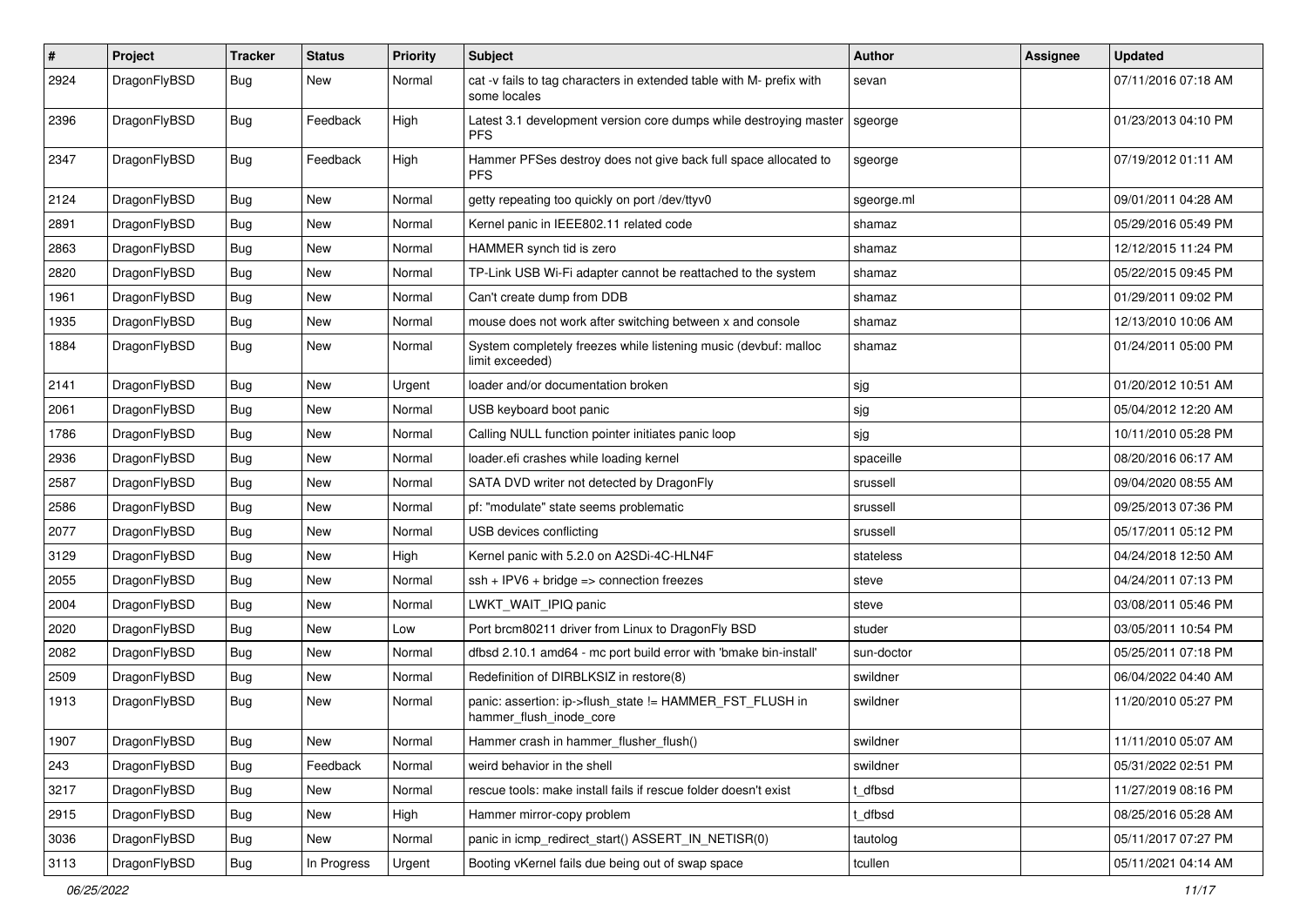| # | Project | Tracker | Status | Priority | Subject | Author | Assignee | Updated |
|---|---|---|---|---|---|---|---|---|
| 2924 | DragonFlyBSD | Bug | New | Normal | cat -v fails to tag characters in extended table with M- prefix with some locales | sevan | | 07/11/2016 07:18 AM |
| 2396 | DragonFlyBSD | Bug | Feedback | High | Latest 3.1 development version core dumps while destroying master PFS | sgeorge | | 01/23/2013 04:10 PM |
| 2347 | DragonFlyBSD | Bug | Feedback | High | Hammer PFSes destroy does not give back full space allocated to PFS | sgeorge | | 07/19/2012 01:11 AM |
| 2124 | DragonFlyBSD | Bug | New | Normal | getty repeating too quickly on port /dev/ttyv0 | sgeorge.ml | | 09/01/2011 04:28 AM |
| 2891 | DragonFlyBSD | Bug | New | Normal | Kernel panic in IEEE802.11 related code | shamaz | | 05/29/2016 05:49 PM |
| 2863 | DragonFlyBSD | Bug | New | Normal | HAMMER synch tid is zero | shamaz | | 12/12/2015 11:24 PM |
| 2820 | DragonFlyBSD | Bug | New | Normal | TP-Link USB Wi-Fi adapter cannot be reattached to the system | shamaz | | 05/22/2015 09:45 PM |
| 1961 | DragonFlyBSD | Bug | New | Normal | Can't create dump from DDB | shamaz | | 01/29/2011 09:02 PM |
| 1935 | DragonFlyBSD | Bug | New | Normal | mouse does not work after switching between x and console | shamaz | | 12/13/2010 10:06 AM |
| 1884 | DragonFlyBSD | Bug | New | Normal | System completely freezes while listening music (devbuf: malloc limit exceeded) | shamaz | | 01/24/2011 05:00 PM |
| 2141 | DragonFlyBSD | Bug | New | Urgent | loader and/or documentation broken | sjg | | 01/20/2012 10:51 AM |
| 2061 | DragonFlyBSD | Bug | New | Normal | USB keyboard boot panic | sjg | | 05/04/2012 12:20 AM |
| 1786 | DragonFlyBSD | Bug | New | Normal | Calling NULL function pointer initiates panic loop | sjg | | 10/11/2010 05:28 PM |
| 2936 | DragonFlyBSD | Bug | New | Normal | loader.efi crashes while loading kernel | spaceille | | 08/20/2016 06:17 AM |
| 2587 | DragonFlyBSD | Bug | New | Normal | SATA DVD writer not detected by DragonFly | srussell | | 09/04/2020 08:55 AM |
| 2586 | DragonFlyBSD | Bug | New | Normal | pf: "modulate" state seems problematic | srussell | | 09/25/2013 07:36 PM |
| 2077 | DragonFlyBSD | Bug | New | Normal | USB devices conflicting | srussell | | 05/17/2011 05:12 PM |
| 3129 | DragonFlyBSD | Bug | New | High | Kernel panic with 5.2.0 on A2SDi-4C-HLN4F | stateless | | 04/24/2018 12:50 AM |
| 2055 | DragonFlyBSD | Bug | New | Normal | ssh + IPV6 + bridge => connection freezes | steve | | 04/24/2011 07:13 PM |
| 2004 | DragonFlyBSD | Bug | New | Normal | LWKT_WAIT_IPIQ panic | steve | | 03/08/2011 05:46 PM |
| 2020 | DragonFlyBSD | Bug | New | Low | Port brcm80211 driver from Linux to DragonFly BSD | studer | | 03/05/2011 10:54 PM |
| 2082 | DragonFlyBSD | Bug | New | Normal | dfbsd 2.10.1 amd64 - mc port build error with 'bmake bin-install' | sun-doctor | | 05/25/2011 07:18 PM |
| 2509 | DragonFlyBSD | Bug | New | Normal | Redefinition of DIRBLKSIZ in restore(8) | swildner | | 06/04/2022 04:40 AM |
| 1913 | DragonFlyBSD | Bug | New | Normal | panic: assertion: ip->flush_state != HAMMER_FST_FLUSH in hammer_flush_inode_core | swildner | | 11/20/2010 05:27 PM |
| 1907 | DragonFlyBSD | Bug | New | Normal | Hammer crash in hammer_flusher_flush() | swildner | | 11/11/2010 05:07 AM |
| 243 | DragonFlyBSD | Bug | Feedback | Normal | weird behavior in the shell | swildner | | 05/31/2022 02:51 PM |
| 3217 | DragonFlyBSD | Bug | New | Normal | rescue tools: make install fails if rescue folder doesn't exist | t_dfbsd | | 11/27/2019 08:16 PM |
| 2915 | DragonFlyBSD | Bug | New | High | Hammer mirror-copy problem | t_dfbsd | | 08/25/2016 05:28 AM |
| 3036 | DragonFlyBSD | Bug | New | Normal | panic in icmp_redirect_start() ASSERT_IN_NETISR(0) | tautolog | | 05/11/2017 07:27 PM |
| 3113 | DragonFlyBSD | Bug | In Progress | Urgent | Booting vKernel fails due being out of swap space | tcullen | | 05/11/2021 04:14 AM |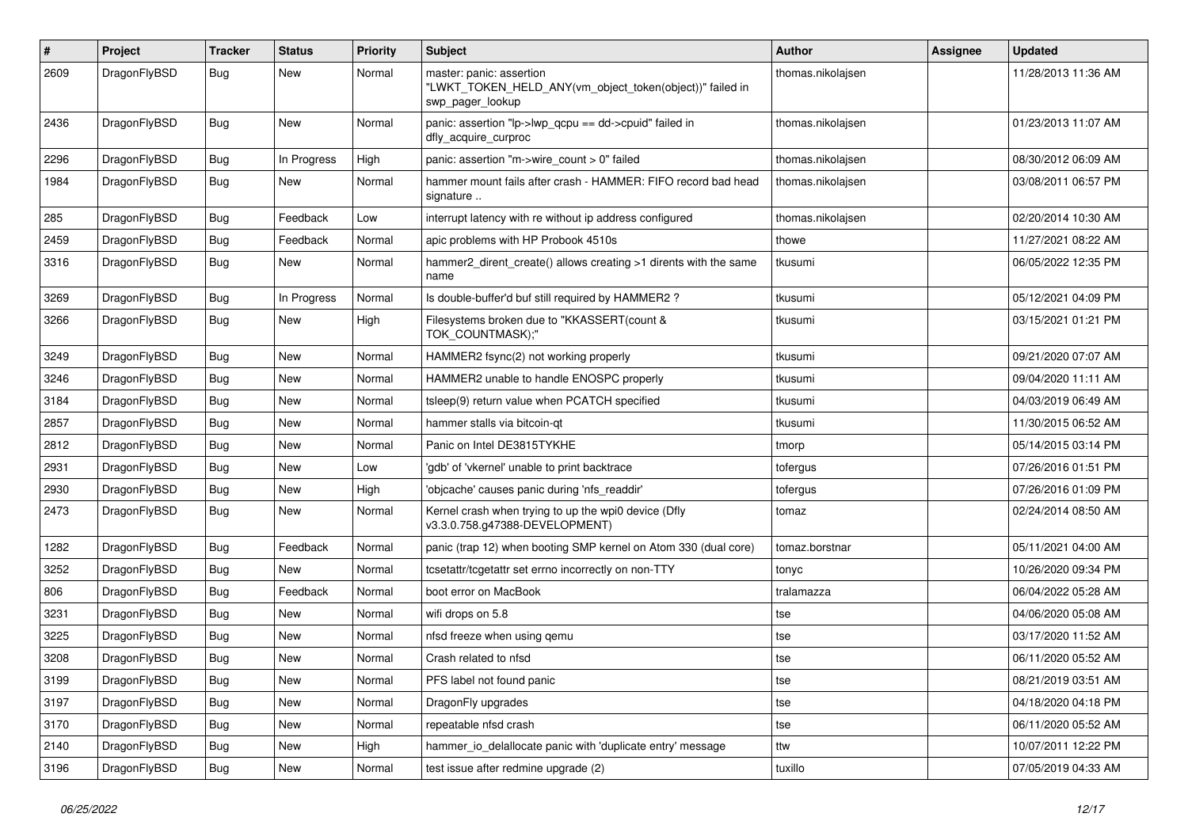| # | Project | Tracker | Status | Priority | Subject | Author | Assignee | Updated |
|---|---|---|---|---|---|---|---|---|
| 2609 | DragonFlyBSD | Bug | New | Normal | master: panic: assertion "LWKT_TOKEN_HELD_ANY(vm_object_token(object))" failed in swp_pager_lookup | thomas.nikolajsen | | 11/28/2013 11:36 AM |
| 2436 | DragonFlyBSD | Bug | New | Normal | panic: assertion "lp->lwp_qcpu == dd->cpuid" failed in dfly_acquire_curproc | thomas.nikolajsen | | 01/23/2013 11:07 AM |
| 2296 | DragonFlyBSD | Bug | In Progress | High | panic: assertion "m->wire_count > 0" failed | thomas.nikolajsen | | 08/30/2012 06:09 AM |
| 1984 | DragonFlyBSD | Bug | New | Normal | hammer mount fails after crash - HAMMER: FIFO record bad head signature .. | thomas.nikolajsen | | 03/08/2011 06:57 PM |
| 285 | DragonFlyBSD | Bug | Feedback | Low | interrupt latency with re without ip address configured | thomas.nikolajsen | | 02/20/2014 10:30 AM |
| 2459 | DragonFlyBSD | Bug | Feedback | Normal | apic problems with HP Probook 4510s | thowe | | 11/27/2021 08:22 AM |
| 3316 | DragonFlyBSD | Bug | New | Normal | hammer2_dirent_create() allows creating >1 dirents with the same name | tkusumi | | 06/05/2022 12:35 PM |
| 3269 | DragonFlyBSD | Bug | In Progress | Normal | Is double-buffer'd buf still required by HAMMER2 ? | tkusumi | | 05/12/2021 04:09 PM |
| 3266 | DragonFlyBSD | Bug | New | High | Filesystems broken due to "KKASSERT(count & TOK_COUNTMASK);" | tkusumi | | 03/15/2021 01:21 PM |
| 3249 | DragonFlyBSD | Bug | New | Normal | HAMMER2 fsync(2) not working properly | tkusumi | | 09/21/2020 07:07 AM |
| 3246 | DragonFlyBSD | Bug | New | Normal | HAMMER2 unable to handle ENOSPC properly | tkusumi | | 09/04/2020 11:11 AM |
| 3184 | DragonFlyBSD | Bug | New | Normal | tsleep(9) return value when PCATCH specified | tkusumi | | 04/03/2019 06:49 AM |
| 2857 | DragonFlyBSD | Bug | New | Normal | hammer stalls via bitcoin-qt | tkusumi | | 11/30/2015 06:52 AM |
| 2812 | DragonFlyBSD | Bug | New | Normal | Panic on Intel DE3815TYKHE | tmorp | | 05/14/2015 03:14 PM |
| 2931 | DragonFlyBSD | Bug | New | Low | 'gdb' of 'vkernel' unable to print backtrace | tofergus | | 07/26/2016 01:51 PM |
| 2930 | DragonFlyBSD | Bug | New | High | 'objcache' causes panic during 'nfs_readdir' | tofergus | | 07/26/2016 01:09 PM |
| 2473 | DragonFlyBSD | Bug | New | Normal | Kernel crash when trying to up the wpi0 device (Dfly v3.3.0.758.g47388-DEVELOPMENT) | tomaz | | 02/24/2014 08:50 AM |
| 1282 | DragonFlyBSD | Bug | Feedback | Normal | panic (trap 12) when booting SMP kernel on Atom 330 (dual core) | tomaz.borstnar | | 05/11/2021 04:00 AM |
| 3252 | DragonFlyBSD | Bug | New | Normal | tcsetattr/tcgetattr set errno incorrectly on non-TTY | tonyc | | 10/26/2020 09:34 PM |
| 806 | DragonFlyBSD | Bug | Feedback | Normal | boot error on MacBook | tralamazza | | 06/04/2022 05:28 AM |
| 3231 | DragonFlyBSD | Bug | New | Normal | wifi drops on 5.8 | tse | | 04/06/2020 05:08 AM |
| 3225 | DragonFlyBSD | Bug | New | Normal | nfsd freeze when using qemu | tse | | 03/17/2020 11:52 AM |
| 3208 | DragonFlyBSD | Bug | New | Normal | Crash related to nfsd | tse | | 06/11/2020 05:52 AM |
| 3199 | DragonFlyBSD | Bug | New | Normal | PFS label not found panic | tse | | 08/21/2019 03:51 AM |
| 3197 | DragonFlyBSD | Bug | New | Normal | DragonFly upgrades | tse | | 04/18/2020 04:18 PM |
| 3170 | DragonFlyBSD | Bug | New | Normal | repeatable nfsd crash | tse | | 06/11/2020 05:52 AM |
| 2140 | DragonFlyBSD | Bug | New | High | hammer_io_delallocate panic with 'duplicate entry' message | ttw | | 10/07/2011 12:22 PM |
| 3196 | DragonFlyBSD | Bug | New | Normal | test issue after redmine upgrade (2) | tuxillo | | 07/05/2019 04:33 AM |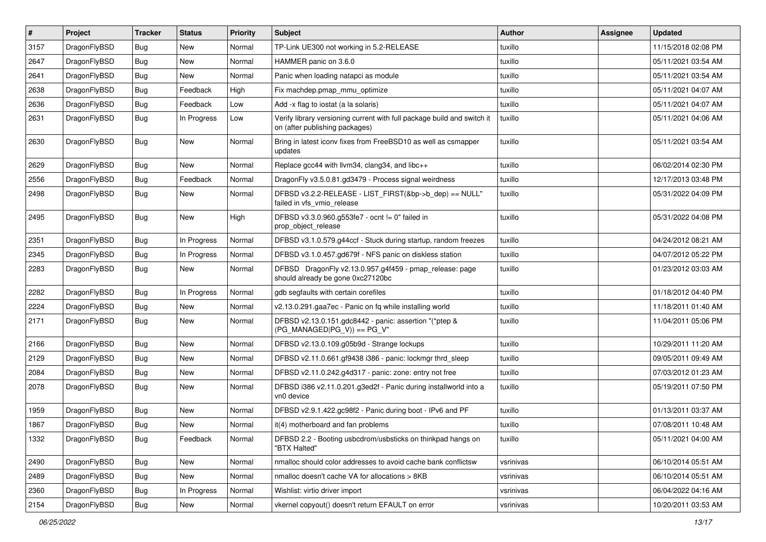| # | Project | Tracker | Status | Priority | Subject | Author | Assignee | Updated |
|---|---|---|---|---|---|---|---|---|
| 3157 | DragonFlyBSD | Bug | New | Normal | TP-Link UE300 not working in 5.2-RELEASE | tuxillo | | 11/15/2018 02:08 PM |
| 2647 | DragonFlyBSD | Bug | New | Normal | HAMMER panic on 3.6.0 | tuxillo | | 05/11/2021 03:54 AM |
| 2641 | DragonFlyBSD | Bug | New | Normal | Panic when loading natapci as module | tuxillo | | 05/11/2021 03:54 AM |
| 2638 | DragonFlyBSD | Bug | Feedback | High | Fix machdep.pmap_mmu_optimize | tuxillo | | 05/11/2021 04:07 AM |
| 2636 | DragonFlyBSD | Bug | Feedback | Low | Add -x flag to iostat (a la solaris) | tuxillo | | 05/11/2021 04:07 AM |
| 2631 | DragonFlyBSD | Bug | In Progress | Low | Verify library versioning current with full package build and switch it on (after publishing packages) | tuxillo | | 05/11/2021 04:06 AM |
| 2630 | DragonFlyBSD | Bug | New | Normal | Bring in latest iconv fixes from FreeBSD10 as well as csmapper updates | tuxillo | | 05/11/2021 03:54 AM |
| 2629 | DragonFlyBSD | Bug | New | Normal | Replace gcc44 with llvm34, clang34, and libc++ | tuxillo | | 06/02/2014 02:30 PM |
| 2556 | DragonFlyBSD | Bug | Feedback | Normal | DragonFly v3.5.0.81.gd3479 - Process signal weirdness | tuxillo | | 12/17/2013 03:48 PM |
| 2498 | DragonFlyBSD | Bug | New | Normal | DFBSD v3.2.2-RELEASE - LIST_FIRST(&bp->b_dep) == NULL" failed in vfs_vmio_release | tuxillo | | 05/31/2022 04:09 PM |
| 2495 | DragonFlyBSD | Bug | New | High | DFBSD v3.3.0.960.g553fe7 - ocnt != 0" failed in prop_object_release | tuxillo | | 05/31/2022 04:08 PM |
| 2351 | DragonFlyBSD | Bug | In Progress | Normal | DFBSD v3.1.0.579.g44ccf - Stuck during startup, random freezes | tuxillo | | 04/24/2012 08:21 AM |
| 2345 | DragonFlyBSD | Bug | In Progress | Normal | DFBSD v3.1.0.457.gd679f - NFS panic on diskless station | tuxillo | | 04/07/2012 05:22 PM |
| 2283 | DragonFlyBSD | Bug | New | Normal | DFBSD DragonFly v2.13.0.957.g4f459 - pmap_release: page should already be gone 0xc27120bc | tuxillo | | 01/23/2012 03:03 AM |
| 2282 | DragonFlyBSD | Bug | In Progress | Normal | gdb segfaults with certain corefiles | tuxillo | | 01/18/2012 04:40 PM |
| 2224 | DragonFlyBSD | Bug | New | Normal | v2.13.0.291.gaa7ec - Panic on fq while installing world | tuxillo | | 11/18/2011 01:40 AM |
| 2171 | DragonFlyBSD | Bug | New | Normal | DFBSD v2.13.0.151.gdc8442 - panic: assertion "(*ptep & (PG_MANAGED\|PG_V)) == PG_V" | tuxillo | | 11/04/2011 05:06 PM |
| 2166 | DragonFlyBSD | Bug | New | Normal | DFBSD v2.13.0.109.g05b9d - Strange lockups | tuxillo | | 10/29/2011 11:20 AM |
| 2129 | DragonFlyBSD | Bug | New | Normal | DFBSD v2.11.0.661.gf9438 i386 - panic: lockmgr thrd_sleep | tuxillo | | 09/05/2011 09:49 AM |
| 2084 | DragonFlyBSD | Bug | New | Normal | DFBSD v2.11.0.242.g4d317 - panic: zone: entry not free | tuxillo | | 07/03/2012 01:23 AM |
| 2078 | DragonFlyBSD | Bug | New | Normal | DFBSD i386 v2.11.0.201.g3ed2f - Panic during installworld into a vn0 device | tuxillo | | 05/19/2011 07:50 PM |
| 1959 | DragonFlyBSD | Bug | New | Normal | DFBSD v2.9.1.422.gc98f2 - Panic during boot - IPv6 and PF | tuxillo | | 01/13/2011 03:37 AM |
| 1867 | DragonFlyBSD | Bug | New | Normal | it(4) motherboard and fan problems | tuxillo | | 07/08/2011 10:48 AM |
| 1332 | DragonFlyBSD | Bug | Feedback | Normal | DFBSD 2.2 - Booting usbcdrom/usbsticks on thinkpad hangs on "BTX Halted" | tuxillo | | 05/11/2021 04:00 AM |
| 2490 | DragonFlyBSD | Bug | New | Normal | nmalloc should color addresses to avoid cache bank conflictsw | vsrinivas | | 06/10/2014 05:51 AM |
| 2489 | DragonFlyBSD | Bug | New | Normal | nmalloc doesn't cache VA for allocations > 8KB | vsrinivas | | 06/10/2014 05:51 AM |
| 2360 | DragonFlyBSD | Bug | In Progress | Normal | Wishlist: virtio driver import | vsrinivas | | 06/04/2022 04:16 AM |
| 2154 | DragonFlyBSD | Bug | New | Normal | vkernel copyout() doesn't return EFAULT on error | vsrinivas | | 10/20/2011 03:53 AM |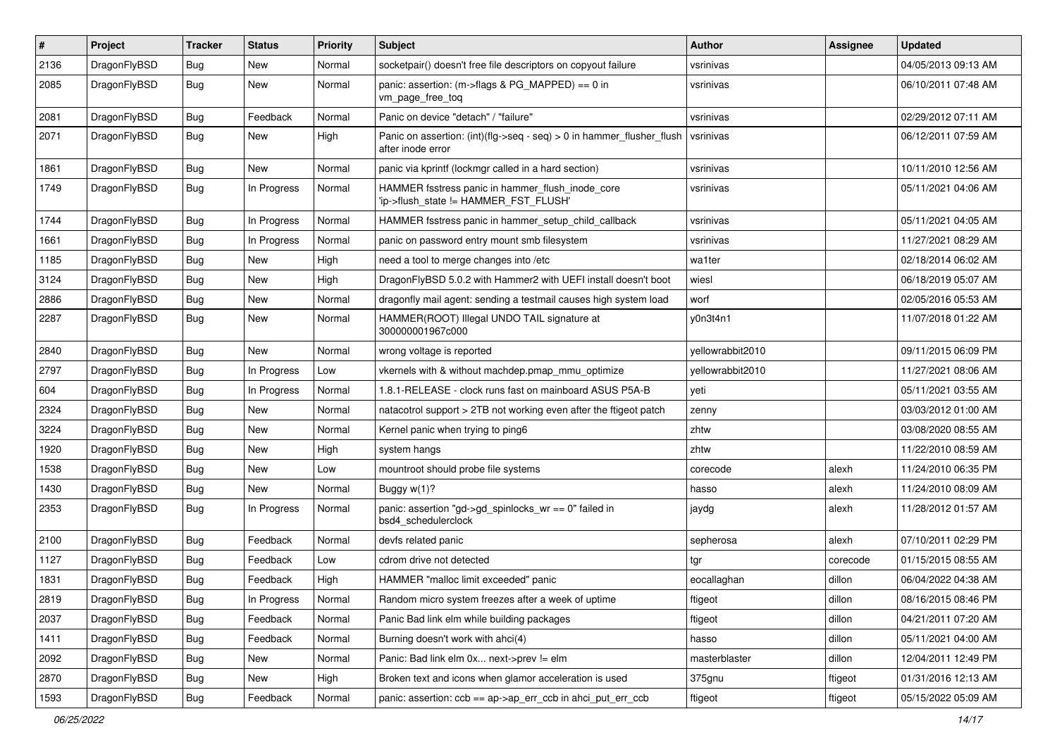| # | Project | Tracker | Status | Priority | Subject | Author | Assignee | Updated |
|---|---|---|---|---|---|---|---|---|
| 2136 | DragonFlyBSD | Bug | New | Normal | socketpair() doesn't free file descriptors on copyout failure | vsrinivas | | 04/05/2013 09:13 AM |
| 2085 | DragonFlyBSD | Bug | New | Normal | panic: assertion: (m->flags & PG_MAPPED) == 0 in vm_page_free_toq | vsrinivas | | 06/10/2011 07:48 AM |
| 2081 | DragonFlyBSD | Bug | Feedback | Normal | Panic on device "detach" / "failure" | vsrinivas | | 02/29/2012 07:11 AM |
| 2071 | DragonFlyBSD | Bug | New | High | Panic on assertion: (int)(flg->seq - seq) > 0 in hammer_flusher_flush after inode error | vsrinivas | | 06/12/2011 07:59 AM |
| 1861 | DragonFlyBSD | Bug | New | Normal | panic via kprintf (lockmgr called in a hard section) | vsrinivas | | 10/11/2010 12:56 AM |
| 1749 | DragonFlyBSD | Bug | In Progress | Normal | HAMMER fsstress panic in hammer_flush_inode_core 'ip->flush_state != HAMMER_FST_FLUSH' | vsrinivas | | 05/11/2021 04:06 AM |
| 1744 | DragonFlyBSD | Bug | In Progress | Normal | HAMMER fsstress panic in hammer_setup_child_callback | vsrinivas | | 05/11/2021 04:05 AM |
| 1661 | DragonFlyBSD | Bug | In Progress | Normal | panic on password entry mount smb filesystem | vsrinivas | | 11/27/2021 08:29 AM |
| 1185 | DragonFlyBSD | Bug | New | High | need a tool to merge changes into /etc | wa1ter | | 02/18/2014 06:02 AM |
| 3124 | DragonFlyBSD | Bug | New | High | DragonFlyBSD 5.0.2 with Hammer2 with UEFI install doesn't boot | wiesl | | 06/18/2019 05:07 AM |
| 2886 | DragonFlyBSD | Bug | New | Normal | dragonfly mail agent: sending a testmail causes high system load | worf | | 02/05/2016 05:53 AM |
| 2287 | DragonFlyBSD | Bug | New | Normal | HAMMER(ROOT) Illegal UNDO TAIL signature at 300000001967c000 | y0n3t4n1 | | 11/07/2018 01:22 AM |
| 2840 | DragonFlyBSD | Bug | New | Normal | wrong voltage is reported | yellowrabbit2010 | | 09/11/2015 06:09 PM |
| 2797 | DragonFlyBSD | Bug | In Progress | Low | vkernels with & without machdep.pmap_mmu_optimize | yellowrabbit2010 | | 11/27/2021 08:06 AM |
| 604 | DragonFlyBSD | Bug | In Progress | Normal | 1.8.1-RELEASE - clock runs fast on mainboard ASUS P5A-B | yeti | | 05/11/2021 03:55 AM |
| 2324 | DragonFlyBSD | Bug | New | Normal | natacotrol support > 2TB not working even after the ftigeot patch | zenny | | 03/03/2012 01:00 AM |
| 3224 | DragonFlyBSD | Bug | New | Normal | Kernel panic when trying to ping6 | zhtw | | 03/08/2020 08:55 AM |
| 1920 | DragonFlyBSD | Bug | New | High | system hangs | zhtw | | 11/22/2010 08:59 AM |
| 1538 | DragonFlyBSD | Bug | New | Low | mountroot should probe file systems | corecode | alexh | 11/24/2010 06:35 PM |
| 1430 | DragonFlyBSD | Bug | New | Normal | Buggy w(1)? | hasso | alexh | 11/24/2010 08:09 AM |
| 2353 | DragonFlyBSD | Bug | In Progress | Normal | panic: assertion "gd->gd_spinlocks_wr == 0" failed in bsd4_schedulerclock | jaydg | alexh | 11/28/2012 01:57 AM |
| 2100 | DragonFlyBSD | Bug | Feedback | Normal | devfs related panic | sepherosa | alexh | 07/10/2011 02:29 PM |
| 1127 | DragonFlyBSD | Bug | Feedback | Low | cdrom drive not detected | tgr | corecode | 01/15/2015 08:55 AM |
| 1831 | DragonFlyBSD | Bug | Feedback | High | HAMMER "malloc limit exceeded" panic | eocallaghan | dillon | 06/04/2022 04:38 AM |
| 2819 | DragonFlyBSD | Bug | In Progress | Normal | Random micro system freezes after a week of uptime | ftigeot | dillon | 08/16/2015 08:46 PM |
| 2037 | DragonFlyBSD | Bug | Feedback | Normal | Panic Bad link elm while building packages | ftigeot | dillon | 04/21/2011 07:20 AM |
| 1411 | DragonFlyBSD | Bug | Feedback | Normal | Burning doesn't work with ahci(4) | hasso | dillon | 05/11/2021 04:00 AM |
| 2092 | DragonFlyBSD | Bug | New | Normal | Panic: Bad link elm 0x... next->prev != elm | masterblaster | dillon | 12/04/2011 12:49 PM |
| 2870 | DragonFlyBSD | Bug | New | High | Broken text and icons when glamor acceleration is used | 375gnu | ftigeot | 01/31/2016 12:13 AM |
| 1593 | DragonFlyBSD | Bug | Feedback | Normal | panic: assertion: ccb == ap->ap_err_ccb in ahci_put_err_ccb | ftigeot | ftigeot | 05/15/2022 05:09 AM |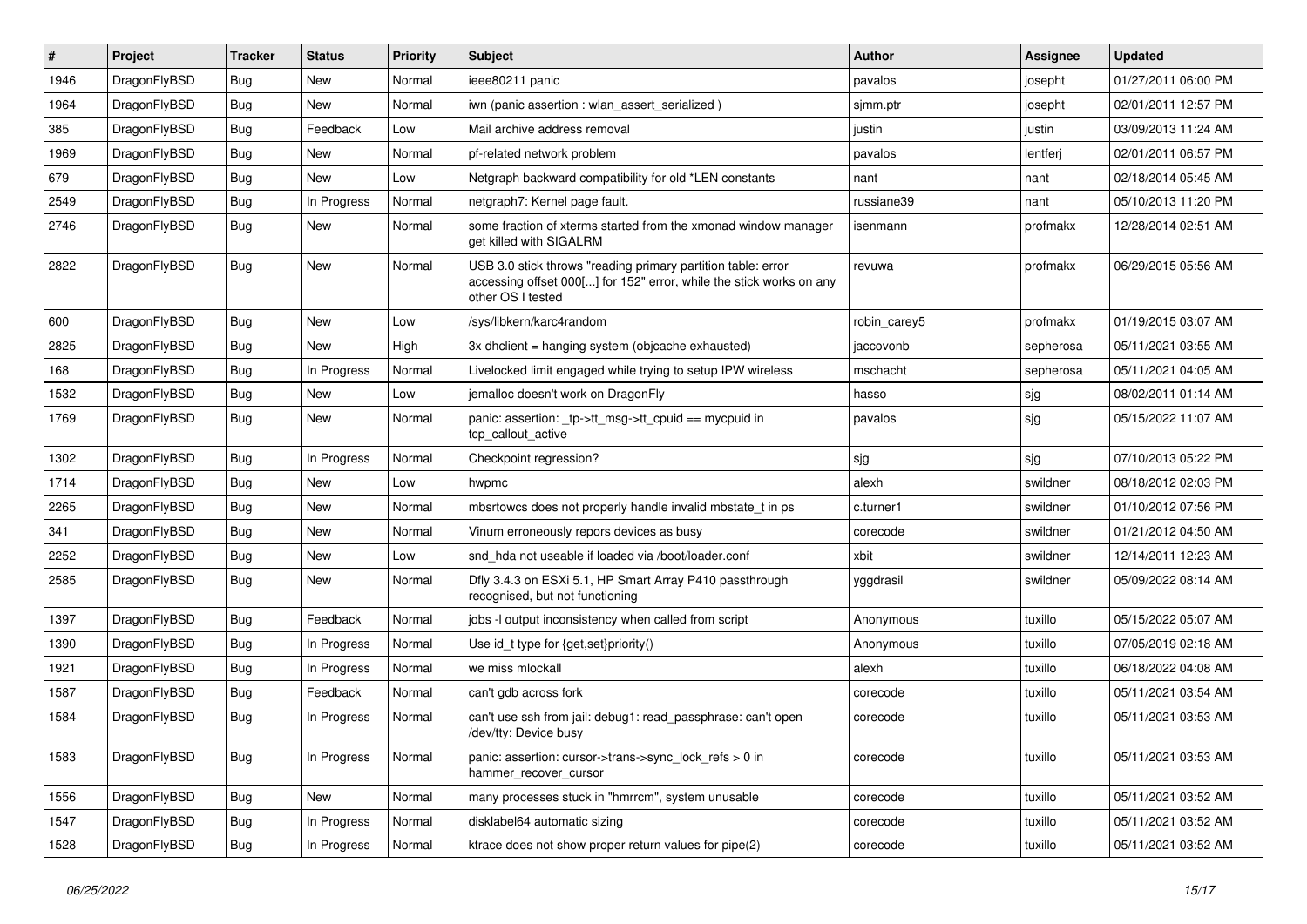| # | Project | Tracker | Status | Priority | Subject | Author | Assignee | Updated |
|---|---|---|---|---|---|---|---|---|
| 1946 | DragonFlyBSD | Bug | New | Normal | ieee80211 panic | pavalos | josepht | 01/27/2011 06:00 PM |
| 1964 | DragonFlyBSD | Bug | New | Normal | iwn (panic assertion : wlan_assert_serialized ) | sjmm.ptr | josepht | 02/01/2011 12:57 PM |
| 385 | DragonFlyBSD | Bug | Feedback | Low | Mail archive address removal | justin | justin | 03/09/2013 11:24 AM |
| 1969 | DragonFlyBSD | Bug | New | Normal | pf-related network problem | pavalos | lentferj | 02/01/2011 06:57 PM |
| 679 | DragonFlyBSD | Bug | New | Low | Netgraph backward compatibility for old *LEN constants | nant | nant | 02/18/2014 05:45 AM |
| 2549 | DragonFlyBSD | Bug | In Progress | Normal | netgraph7: Kernel page fault. | russiane39 | nant | 05/10/2013 11:20 PM |
| 2746 | DragonFlyBSD | Bug | New | Normal | some fraction of xterms started from the xmonad window manager get killed with SIGALRM | isenmann | profmakx | 12/28/2014 02:51 AM |
| 2822 | DragonFlyBSD | Bug | New | Normal | USB 3.0 stick throws "reading primary partition table: error accessing offset 000[...] for 152" error, while the stick works on any other OS I tested | revuwa | profmakx | 06/29/2015 05:56 AM |
| 600 | DragonFlyBSD | Bug | New | Low | /sys/libkern/karc4random | robin_carey5 | profmakx | 01/19/2015 03:07 AM |
| 2825 | DragonFlyBSD | Bug | New | High | 3x dhclient = hanging system (objcache exhausted) | jaccovonb | sepherosa | 05/11/2021 03:55 AM |
| 168 | DragonFlyBSD | Bug | In Progress | Normal | Livelocked limit engaged while trying to setup IPW wireless | mschacht | sepherosa | 05/11/2021 04:05 AM |
| 1532 | DragonFlyBSD | Bug | New | Low | jemalloc doesn't work on DragonFly | hasso | sjg | 08/02/2011 01:14 AM |
| 1769 | DragonFlyBSD | Bug | New | Normal | panic: assertion: _tp->tt_msg->tt_cpuid == mycpuid in tcp_callout_active | pavalos | sjg | 05/15/2022 11:07 AM |
| 1302 | DragonFlyBSD | Bug | In Progress | Normal | Checkpoint regression? | sjg | sjg | 07/10/2013 05:22 PM |
| 1714 | DragonFlyBSD | Bug | New | Low | hwpmc | alexh | swildner | 08/18/2012 02:03 PM |
| 2265 | DragonFlyBSD | Bug | New | Normal | mbsrtowcs does not properly handle invalid mbstate_t in ps | c.turner1 | swildner | 01/10/2012 07:56 PM |
| 341 | DragonFlyBSD | Bug | New | Normal | Vinum erroneously repors devices as busy | corecode | swildner | 01/21/2012 04:50 AM |
| 2252 | DragonFlyBSD | Bug | New | Low | snd_hda not useable if loaded via /boot/loader.conf | xbit | swildner | 12/14/2011 12:23 AM |
| 2585 | DragonFlyBSD | Bug | New | Normal | Dfly 3.4.3 on ESXi 5.1, HP Smart Array P410 passthrough recognised, but not functioning | yggdrasil | swildner | 05/09/2022 08:14 AM |
| 1397 | DragonFlyBSD | Bug | Feedback | Normal | jobs -l output inconsistency when called from script | Anonymous | tuxillo | 05/15/2022 05:07 AM |
| 1390 | DragonFlyBSD | Bug | In Progress | Normal | Use id_t type for {get,set}priority() | Anonymous | tuxillo | 07/05/2019 02:18 AM |
| 1921 | DragonFlyBSD | Bug | In Progress | Normal | we miss mlockall | alexh | tuxillo | 06/18/2022 04:08 AM |
| 1587 | DragonFlyBSD | Bug | Feedback | Normal | can't gdb across fork | corecode | tuxillo | 05/11/2021 03:54 AM |
| 1584 | DragonFlyBSD | Bug | In Progress | Normal | can't use ssh from jail: debug1: read_passphrase: can't open /dev/tty: Device busy | corecode | tuxillo | 05/11/2021 03:53 AM |
| 1583 | DragonFlyBSD | Bug | In Progress | Normal | panic: assertion: cursor->trans->sync_lock_refs > 0 in hammer_recover_cursor | corecode | tuxillo | 05/11/2021 03:53 AM |
| 1556 | DragonFlyBSD | Bug | New | Normal | many processes stuck in "hmrrcm", system unusable | corecode | tuxillo | 05/11/2021 03:52 AM |
| 1547 | DragonFlyBSD | Bug | In Progress | Normal | disklabel64 automatic sizing | corecode | tuxillo | 05/11/2021 03:52 AM |
| 1528 | DragonFlyBSD | Bug | In Progress | Normal | ktrace does not show proper return values for pipe(2) | corecode | tuxillo | 05/11/2021 03:52 AM |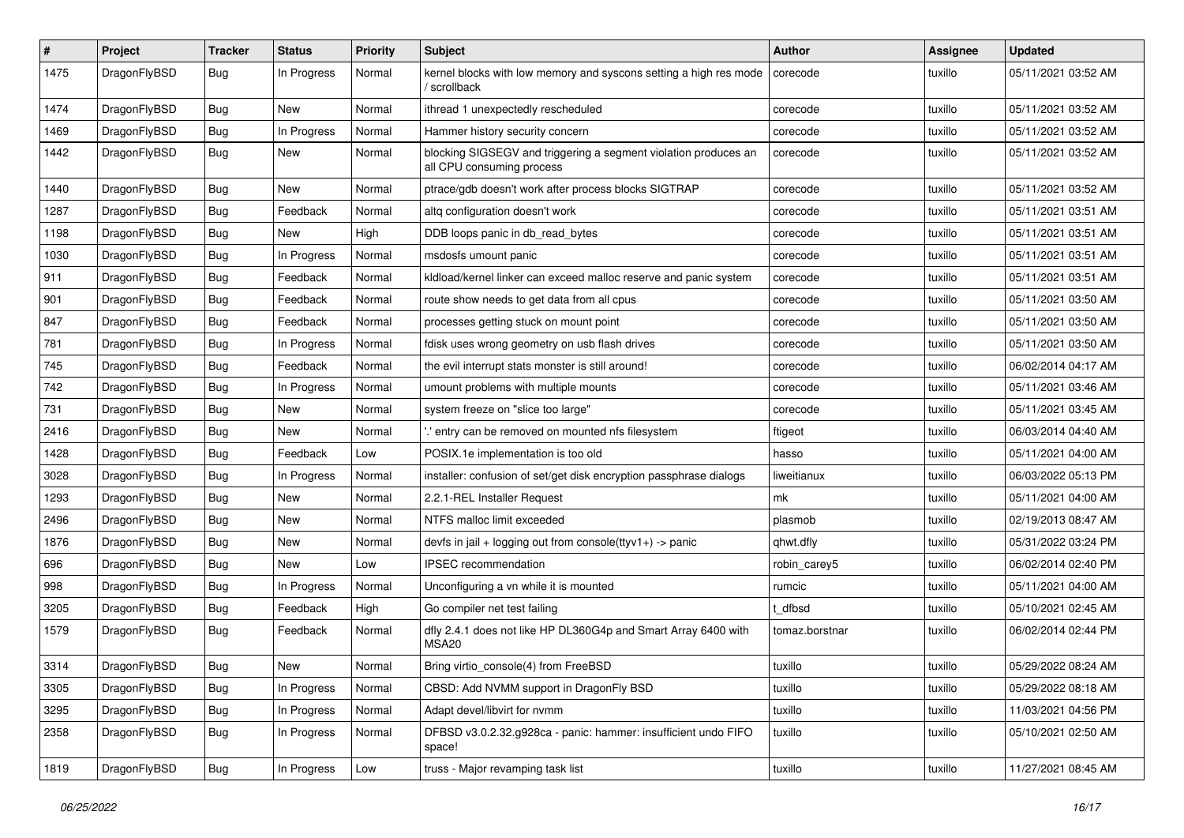| # | Project | Tracker | Status | Priority | Subject | Author | Assignee | Updated |
|---|---|---|---|---|---|---|---|---|
| 1475 | DragonFlyBSD | Bug | In Progress | Normal | kernel blocks with low memory and syscons setting a high res mode / scrollback | corecode | tuxillo | 05/11/2021 03:52 AM |
| 1474 | DragonFlyBSD | Bug | New | Normal | ithread 1 unexpectedly rescheduled | corecode | tuxillo | 05/11/2021 03:52 AM |
| 1469 | DragonFlyBSD | Bug | In Progress | Normal | Hammer history security concern | corecode | tuxillo | 05/11/2021 03:52 AM |
| 1442 | DragonFlyBSD | Bug | New | Normal | blocking SIGSEGV and triggering a segment violation produces an all CPU consuming process | corecode | tuxillo | 05/11/2021 03:52 AM |
| 1440 | DragonFlyBSD | Bug | New | Normal | ptrace/gdb doesn't work after process blocks SIGTRAP | corecode | tuxillo | 05/11/2021 03:52 AM |
| 1287 | DragonFlyBSD | Bug | Feedback | Normal | altq configuration doesn't work | corecode | tuxillo | 05/11/2021 03:51 AM |
| 1198 | DragonFlyBSD | Bug | New | High | DDB loops panic in db_read_bytes | corecode | tuxillo | 05/11/2021 03:51 AM |
| 1030 | DragonFlyBSD | Bug | In Progress | Normal | msdosfs umount panic | corecode | tuxillo | 05/11/2021 03:51 AM |
| 911 | DragonFlyBSD | Bug | Feedback | Normal | kldload/kernel linker can exceed malloc reserve and panic system | corecode | tuxillo | 05/11/2021 03:51 AM |
| 901 | DragonFlyBSD | Bug | Feedback | Normal | route show needs to get data from all cpus | corecode | tuxillo | 05/11/2021 03:50 AM |
| 847 | DragonFlyBSD | Bug | Feedback | Normal | processes getting stuck on mount point | corecode | tuxillo | 05/11/2021 03:50 AM |
| 781 | DragonFlyBSD | Bug | In Progress | Normal | fdisk uses wrong geometry on usb flash drives | corecode | tuxillo | 05/11/2021 03:50 AM |
| 745 | DragonFlyBSD | Bug | Feedback | Normal | the evil interrupt stats monster is still around! | corecode | tuxillo | 06/02/2014 04:17 AM |
| 742 | DragonFlyBSD | Bug | In Progress | Normal | umount problems with multiple mounts | corecode | tuxillo | 05/11/2021 03:46 AM |
| 731 | DragonFlyBSD | Bug | New | Normal | system freeze on "slice too large" | corecode | tuxillo | 05/11/2021 03:45 AM |
| 2416 | DragonFlyBSD | Bug | New | Normal | '.' entry can be removed on mounted nfs filesystem | ftigeot | tuxillo | 06/03/2014 04:40 AM |
| 1428 | DragonFlyBSD | Bug | Feedback | Low | POSIX.1e implementation is too old | hasso | tuxillo | 05/11/2021 04:00 AM |
| 3028 | DragonFlyBSD | Bug | In Progress | Normal | installer: confusion of set/get disk encryption passphrase dialogs | liweitianux | tuxillo | 06/03/2022 05:13 PM |
| 1293 | DragonFlyBSD | Bug | New | Normal | 2.2.1-REL Installer Request | mk | tuxillo | 05/11/2021 04:00 AM |
| 2496 | DragonFlyBSD | Bug | New | Normal | NTFS malloc limit exceeded | plasmob | tuxillo | 02/19/2013 08:47 AM |
| 1876 | DragonFlyBSD | Bug | New | Normal | devfs in jail + logging out from console(ttyv1+) -> panic | qhwt.dfly | tuxillo | 05/31/2022 03:24 PM |
| 696 | DragonFlyBSD | Bug | New | Low | IPSEC recommendation | robin_carey5 | tuxillo | 06/02/2014 02:40 PM |
| 998 | DragonFlyBSD | Bug | In Progress | Normal | Unconfiguring a vn while it is mounted | rumcic | tuxillo | 05/11/2021 04:00 AM |
| 3205 | DragonFlyBSD | Bug | Feedback | High | Go compiler net test failing | t_dfbsd | tuxillo | 05/10/2021 02:45 AM |
| 1579 | DragonFlyBSD | Bug | Feedback | Normal | dfly 2.4.1 does not like HP DL360G4p and Smart Array 6400 with MSA20 | tomaz.borstnar | tuxillo | 06/02/2014 02:44 PM |
| 3314 | DragonFlyBSD | Bug | New | Normal | Bring virtio_console(4) from FreeBSD | tuxillo | tuxillo | 05/29/2022 08:24 AM |
| 3305 | DragonFlyBSD | Bug | In Progress | Normal | CBSD: Add NVMM support in DragonFly BSD | tuxillo | tuxillo | 05/29/2022 08:18 AM |
| 3295 | DragonFlyBSD | Bug | In Progress | Normal | Adapt devel/libvirt for nvmm | tuxillo | tuxillo | 11/03/2021 04:56 PM |
| 2358 | DragonFlyBSD | Bug | In Progress | Normal | DFBSD v3.0.2.32.g928ca - panic: hammer: insufficient undo FIFO space! | tuxillo | tuxillo | 05/10/2021 02:50 AM |
| 1819 | DragonFlyBSD | Bug | In Progress | Low | truss - Major revamping task list | tuxillo | tuxillo | 11/27/2021 08:45 AM |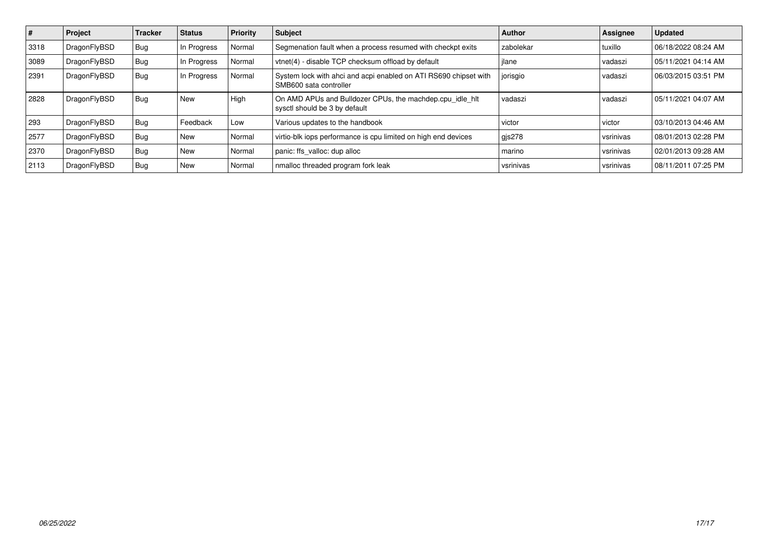| # | Project | Tracker | Status | Priority | Subject | Author | Assignee | Updated |
|---|---|---|---|---|---|---|---|---|
| 3318 | DragonFlyBSD | Bug | In Progress | Normal | Segmenation fault when a process resumed with checkpt exits | zabolekar | tuxillo | 06/18/2022 08:24 AM |
| 3089 | DragonFlyBSD | Bug | In Progress | Normal | vtnet(4) - disable TCP checksum offload by default | jlane | vadaszi | 05/11/2021 04:14 AM |
| 2391 | DragonFlyBSD | Bug | In Progress | Normal | System lock with ahci and acpi enabled on ATI RS690 chipset with SMB600 sata controller | jorisgio | vadaszi | 06/03/2015 03:51 PM |
| 2828 | DragonFlyBSD | Bug | New | High | On AMD APUs and Bulldozer CPUs, the machdep.cpu_idle_hlt sysctl should be 3 by default | vadaszi | vadaszi | 05/11/2021 04:07 AM |
| 293 | DragonFlyBSD | Bug | Feedback | Low | Various updates to the handbook | victor | victor | 03/10/2013 04:46 AM |
| 2577 | DragonFlyBSD | Bug | New | Normal | virtio-blk iops performance is cpu limited on high end devices | gjs278 | vsrinivas | 08/01/2013 02:28 PM |
| 2370 | DragonFlyBSD | Bug | New | Normal | panic: ffs_valloc: dup alloc | marino | vsrinivas | 02/01/2013 09:28 AM |
| 2113 | DragonFlyBSD | Bug | New | Normal | nmalloc threaded program fork leak | vsrinivas | vsrinivas | 08/11/2011 07:25 PM |